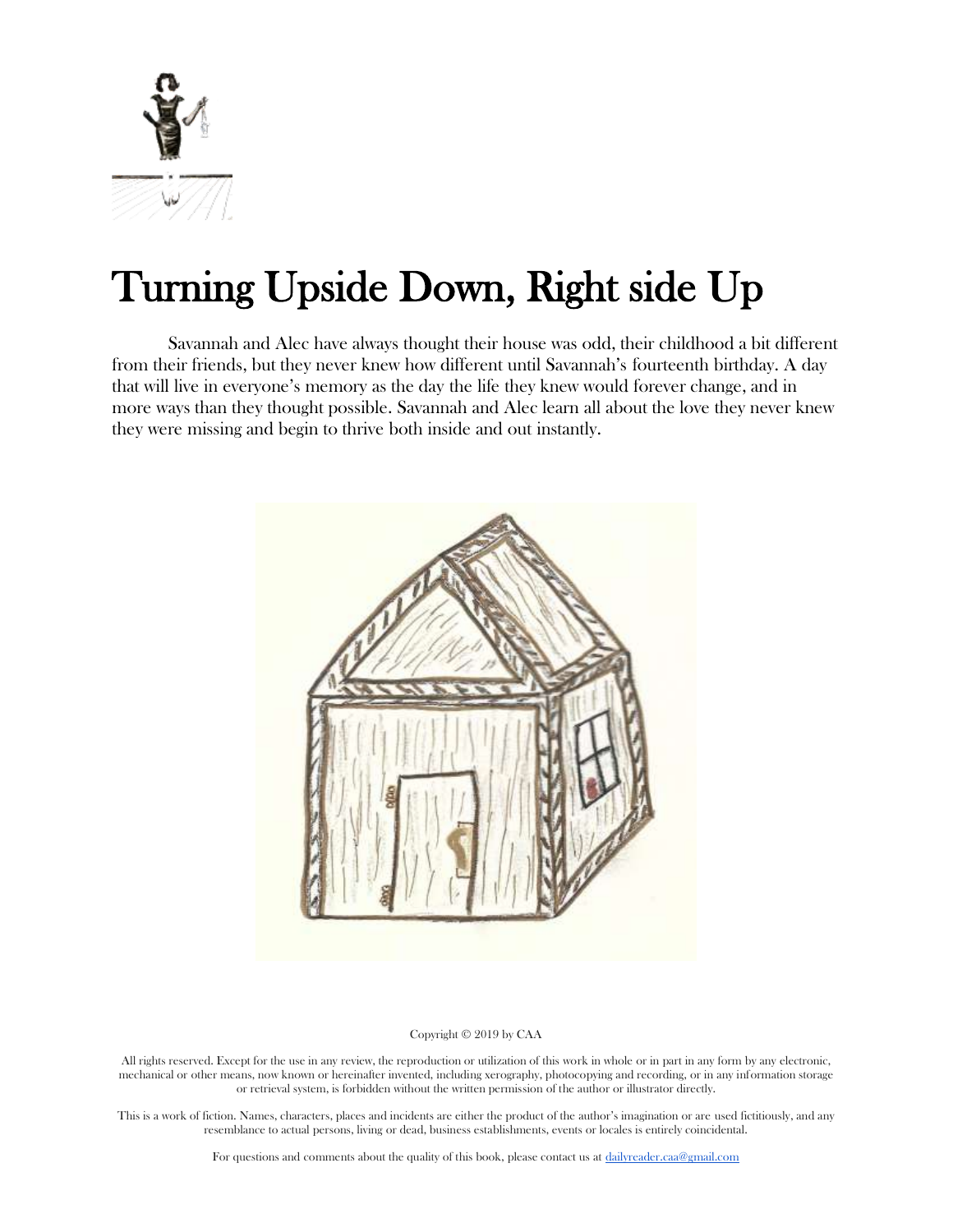# Turning Upside Down, Right side Up

Savannah and Alec have always thought their house was odd, their childhood a bit different from their friends, but they never knew how different until Savannah's fourteenth birthday. A day that will live in everyone's memory as the day the life they knew would forever change, and in more ways than they thought possible. Savannah and Alec learn all about the love they never knew they were missing and begin to thrive both inside and out instantly.

Copyright © 2019 by CAA

All rights reserved. Except for the use in any review, the reproduction or utilization of this work in whole or in part in any form by any electronic, mechanical or other means, now known or hereinafter invented, including xerography, photocopying and recording, or in any information storage or retrieval system, is forbidden without the written permission of the author or illustrator directly.

This is a work of fiction. Names, characters, places and incidents are either the product of the author's imagination or are used fictitiously, and any resemblance to actual persons, living or dead, business establishments, events or locales is entirely coincidental.

For questions and comments about the quality of this book, please contact us at dailyreader.caa@gmail.com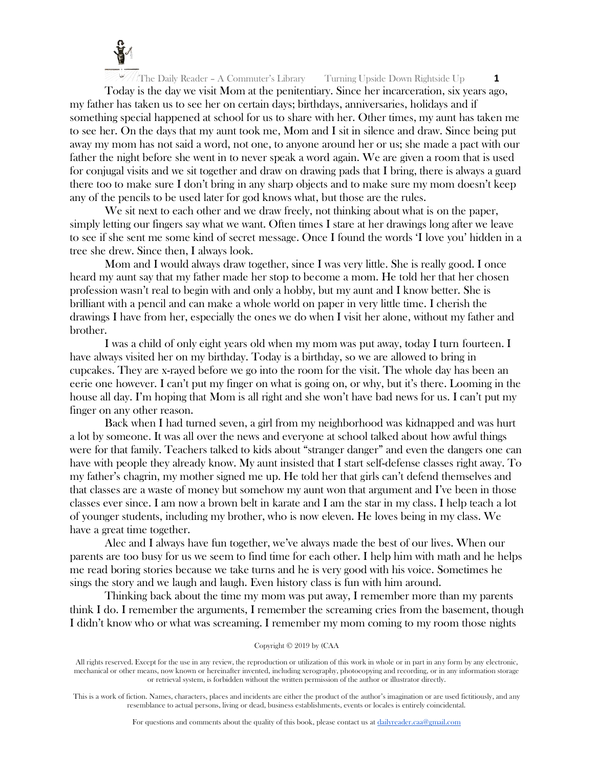Today is the day we visit Mom at the penitentiary. Since her incarceration, six years ago, my father has taken us to see her on certain days; birthdays, anniversaries, holidays and if something special happened at school for us to share with her. Other times, my aunt has taken me to see her. On the days that my aunt took me, Mom and I sit in silence and draw. Since being put away my mom has not said a word, not one, to anyone around her or us; she made a pact with our father the night before she went in to never speak a word again. We are given a room that is used for conjugal visits and we sit together and draw on drawing pads that I bring, there is always a guard there too to make sure I don't bring in any sharp objects and to make sure my mom doesn't keep any of the pencils to be used later for god knows what, but those are the rules.

We sit next to each other and we draw freely, not thinking about what is on the paper, simply letting our fingers say what we want. Often times I stare at her drawings long after we leave to see if she sent me some kind of secret message. Once I found the words 'I love you' hidden in a tree she drew. Since then, I always look.

Mom and I would always draw together, since I was very little. She is really good. I once heard my aunt say that my father made her stop to become a mom. He told her that her chosen profession wasn't real to begin with and only a hobby, but my aunt and I know better. She is brilliant with a pencil and can make a whole world on paper in very little time. I cherish the drawings I have from her, especially the ones we do when I visit her alone, without my father and brother.

I was a child of only eight years old when my mom was put away, today I turn fourteen. I have always visited her on my birthday. Today is a birthday, so we are allowed to bring in cupcakes. They are x-rayed before we go into the room for the visit. The whole day has been an eerie one however. I can't put my finger on what is going on, or why, but it's there. Looming in the house all day. I'm hoping that Mom is all right and she won't have bad news for us. I can't put my finger on any other reason.

Back when I had turned seven, a girl from my neighborhood was kidnapped and was hurt a lot by someone. It was all over the news and everyone at school talked about how awful things were for that family. Teachers talked to kids about "stranger danger" and even the dangers one can have with people they already know. My aunt insisted that I start self-defense classes right away. To my father's chagrin, my mother signed me up. He told her that girls can't defend themselves and that classes are a waste of money but somehow my aunt won that argument and I've been in those classes ever since. I am now a brown belt in karate and I am the star in my class. I help teach a lot of younger students, including my brother, who is now eleven. He loves being in my class. We have a great time together.

Alec and I always have fun together, we've always made the best of our lives. When our parents are too busy for us we seem to find time for each other. I help him with math and he helps me read boring stories because we take turns and he is very good with his voice. Sometimes he sings the story and we laugh and laugh. Even history class is fun with him around.

Thinking back about the time my mom was put away, I remember more than my parents think I do. I remember the arguments, I remember the screaming cries from the basement, though I didn't know who or what was screaming. I remember my mom coming to my room those nights

Copyright © 2019 by (CAA

All rights reserved. Except for the use in any review, the reproduction or utilization of this work in whole or in part in any form by any electronic, mechanical or other means, now known or hereinafter invented, including xerography, photocopying and recording, or in any information storage or retrieval system, is forbidden without the written permission of the author or illustrator directly.

This is a work of fiction. Names, characters, places and incidents are either the product of the author's imagination or are used fictitiously, and any resemblance to actual persons, living or dead, business establishments, events or locales is entirely coincidental.

For questions and comments about the quality of this book, please contact us at dailyreader.caa@gmail.com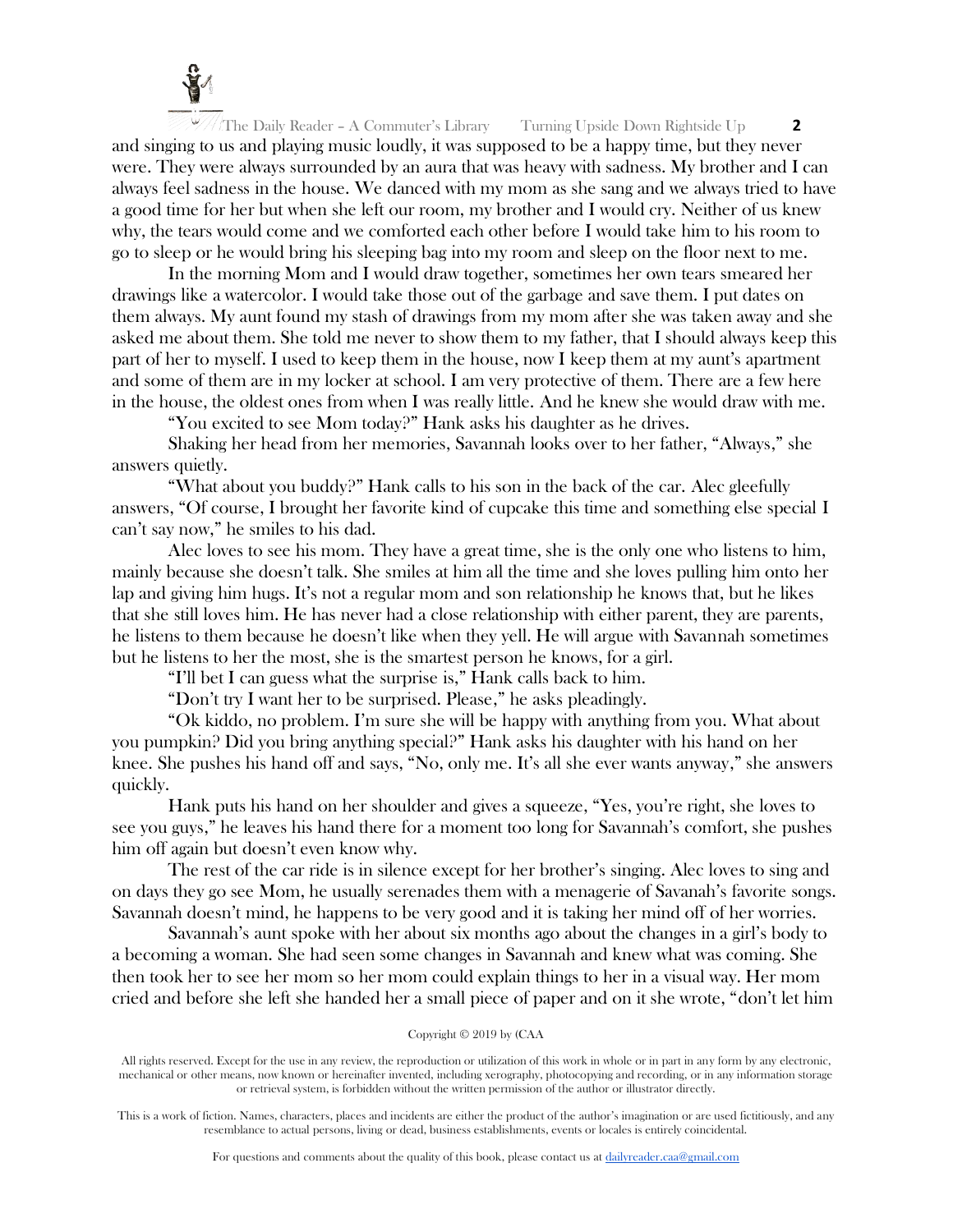and singing to us and playing music loudly, it was supposed to be a happy time, but they never were. They were always surrounded by an aura that was heavy with sadness. My brother and I can always feel sadness in the house. We danced with my mom as she sang and we always tried to have a good time for her but when she left our room, my brother and I would cry. Neither of us knew why, the tears would come and we comforted each other before I would take him to his room to go to sleep or he would bring his sleeping bag into my room and sleep on the floor next to me.

In the morning Mom and I would draw together, sometimes her own tears smeared her drawings like a watercolor. I would take those out of the garbage and save them. I put dates on them always. My aunt found my stash of drawings from my mom after she was taken away and she asked me about them. She told me never to show them to my father, that I should always keep this part of her to myself. I used to keep them in the house, now I keep them at my aunt's apartment and some of them are in my locker at school. I am very protective of them. There are a few here in the house, the oldest ones from when I was really little. And he knew she would draw with me.

"You excited to see Mom today?" Hank asks his daughter as he drives.

Shaking her head from her memories, Savannah looks over to her father, "Always," she answers quietly.

"What about you buddy?" Hank calls to his son in the back of the car. Alec gleefully answers, "Of course, I brought her favorite kind of cupcake this time and something else special I can't say now," he smiles to his dad.

Alec loves to see his mom. They have a great time, she is the only one who listens to him, mainly because she doesn't talk. She smiles at him all the time and she loves pulling him onto her lap and giving him hugs. It's not a regular mom and son relationship he knows that, but he likes that she still loves him. He has never had a close relationship with either parent, they are parents, he listens to them because he doesn't like when they yell. He will argue with Savannah sometimes but he listens to her the most, she is the smartest person he knows, for a girl.

"I'll bet I can guess what the surprise is," Hank calls back to him.

"Don't try I want her to be surprised. Please," he asks pleadingly.

"Ok kiddo, no problem. I'm sure she will be happy with anything from you. What about you pumpkin? Did you bring anything special?" Hank asks his daughter with his hand on her knee. She pushes his hand off and says, "No, only me. It's all she ever wants anyway," she answers quickly.

Hank puts his hand on her shoulder and gives a squeeze, "Yes, you're right, she loves to see you guys," he leaves his hand there for a moment too long for Savannah's comfort, she pushes him off again but doesn't even know why.

The rest of the car ride is in silence except for her brother's singing. Alec loves to sing and on days they go see Mom, he usually serenades them with a menagerie of Savanah's favorite songs. Savannah doesn't mind, he happens to be very good and it is taking her mind off of her worries.

Savannah's aunt spoke with her about six months ago about the changes in a girl's body to a becoming a woman. She had seen some changes in Savannah and knew what was coming. She then took her to see her mom so her mom could explain things to her in a visual way. Her mom cried and before she left she handed her a small piece of paper and on it she wrote, "don't let him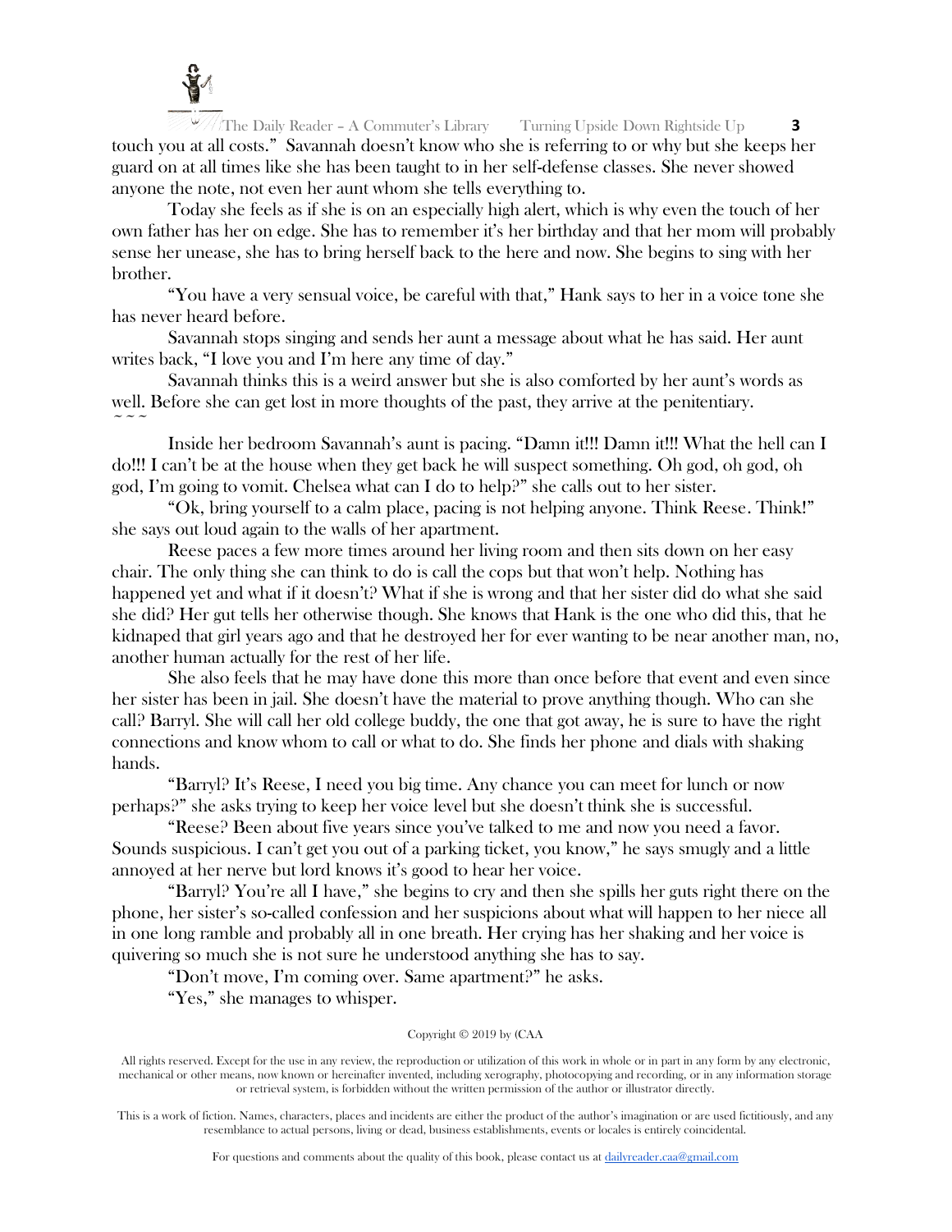touch you at all costs." Savannah doesn't know who she is referring to or why but she keeps her guard on at all times like she has been taught to in her self-defense classes. She never showed anyone the note, not even her aunt whom she tells everything to.

Today she feels as if she is on an especially high alert, which is why even the touch of her own father has her on edge. She has to remember it's her birthday and that her mom will probably sense her unease, she has to bring herself back to the here and now. She begins to sing with her brother.

"You have a very sensual voice, be careful with that," Hank says to her in a voice tone she has never heard before.

Savannah stops singing and sends her aunt a message about what he has said. Her aunt writes back, "I love you and I'm here any time of day."

Savannah thinks this is a weird answer but she is also comforted by her aunt's words as well. Before she can get lost in more thoughts of the past, they arrive at the penitentiary.

~ ~ ~

Inside her bedroom Savannah's aunt is pacing. "Damn it!!! Damn it!!! What the hell can I do!!! I can't be at the house when they get back he will suspect something. Oh god, oh god, oh god, I'm going to vomit. Chelsea what can I do to help?" she calls out to her sister.

"Ok, bring yourself to a calm place, pacing is not helping anyone. Think Reese. Think!" she says out loud again to the walls of her apartment.

Reese paces a few more times around her living room and then sits down on her easy chair. The only thing she can think to do is call the cops but that won't help. Nothing has happened yet and what if it doesn't? What if she is wrong and that her sister did do what she said she did? Her gut tells her otherwise though. She knows that Hank is the one who did this, that he kidnaped that girl years ago and that he destroyed her for ever wanting to be near another man, no, another human actually for the rest of her life.

She also feels that he may have done this more than once before that event and even since her sister has been in jail. She doesn't have the material to prove anything though. Who can she call? Barryl. She will call her old college buddy, the one that got away, he is sure to have the right connections and know whom to call or what to do. She finds her phone and dials with shaking hands.

"Barryl? It's Reese, I need you big time. Any chance you can meet for lunch or now perhaps?" she asks trying to keep her voice level but she doesn't think she is successful.

"Reese? Been about five years since you've talked to me and now you need a favor. Sounds suspicious. I can't get you out of a parking ticket, you know," he says smugly and a little annoyed at her nerve but lord knows it's good to hear her voice.

"Barryl? You're all I have," she begins to cry and then she spills her guts right there on the phone, her sister's so-called confession and her suspicions about what will happen to her niece all in one long ramble and probably all in one breath. Her crying has her shaking and her voice is quivering so much she is not sure he understood anything she has to say.

"Don't move, I'm coming over. Same apartment?" he asks.

"Yes," she manages to whisper.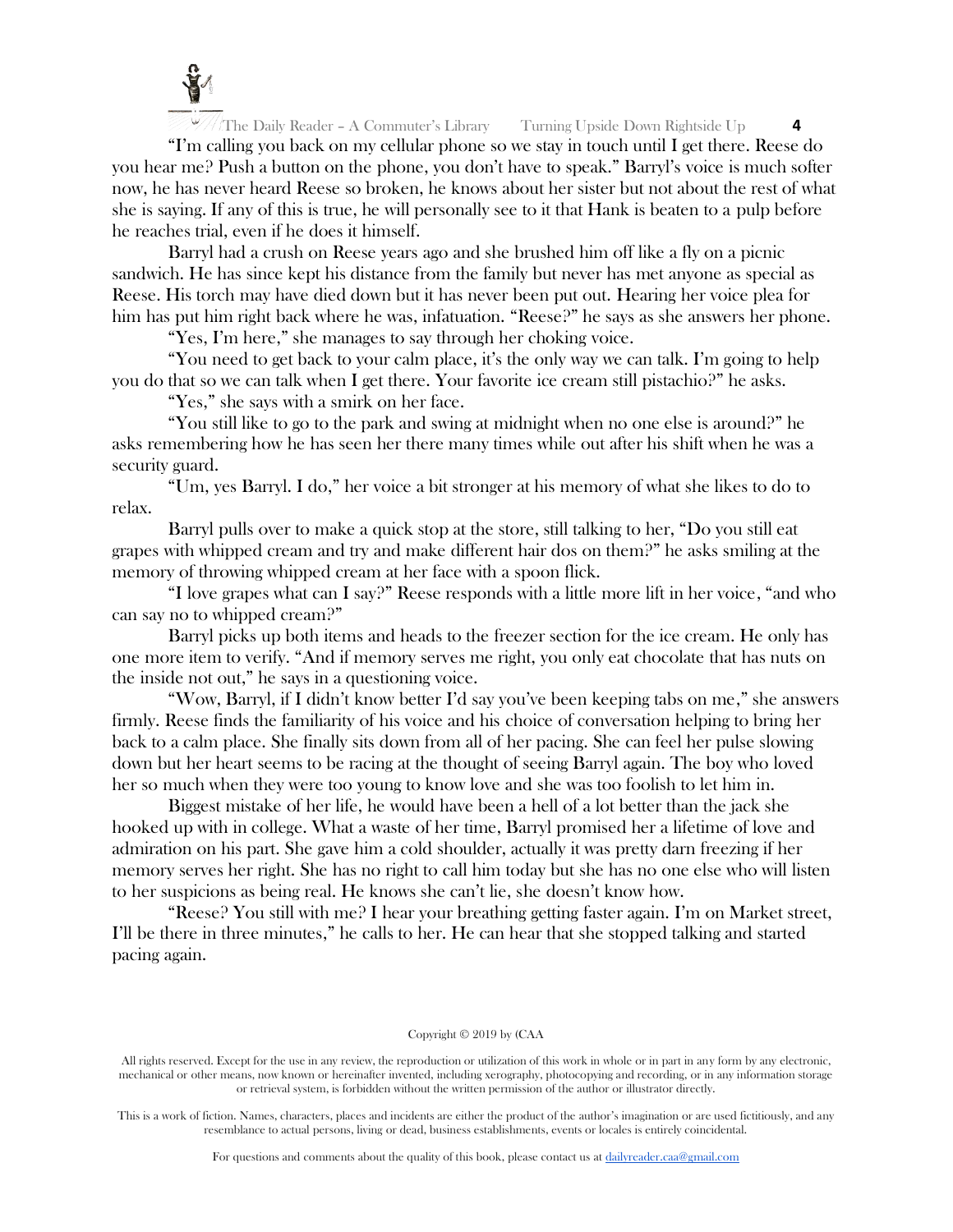"I'm calling you back on my cellular phone so we stay in touch until I get there. Reese do you hear me? Push a button on the phone, you don't have to speak." Barryl's voice is much softer now, he has never heard Reese so broken, he knows about her sister but not about the rest of what she is saying. If any of this is true, he will personally see to it that Hank is beaten to a pulp before he reaches trial, even if he does it himself.

Barryl had a crush on Reese years ago and she brushed him off like a fly on a picnic sandwich. He has since kept his distance from the family but never has met anyone as special as Reese. His torch may have died down but it has never been put out. Hearing her voice plea for him has put him right back where he was, infatuation. "Reese?" he says as she answers her phone.

"Yes, I'm here," she manages to say through her choking voice.

"You need to get back to your calm place, it's the only way we can talk. I'm going to help you do that so we can talk when I get there. Your favorite ice cream still pistachio?" he asks.

"Yes," she says with a smirk on her face.

"You still like to go to the park and swing at midnight when no one else is around?" he asks remembering how he has seen her there many times while out after his shift when he was a security guard.

"Um, yes Barryl. I do," her voice a bit stronger at his memory of what she likes to do to relax.

Barryl pulls over to make a quick stop at the store, still talking to her, "Do you still eat grapes with whipped cream and try and make different hair dos on them?" he asks smiling at the memory of throwing whipped cream at her face with a spoon flick.

"I love grapes what can I say?" Reese responds with a little more lift in her voice, "and who can say no to whipped cream?"

Barryl picks up both items and heads to the freezer section for the ice cream. He only has one more item to verify. "And if memory serves me right, you only eat chocolate that has nuts on the inside not out," he says in a questioning voice.

"Wow, Barryl, if I didn't know better I'd say you've been keeping tabs on me," she answers firmly. Reese finds the familiarity of his voice and his choice of conversation helping to bring her back to a calm place. She finally sits down from all of her pacing. She can feel her pulse slowing down but her heart seems to be racing at the thought of seeing Barryl again. The boy who loved her so much when they were too young to know love and she was too foolish to let him in.

Biggest mistake of her life, he would have been a hell of a lot better than the jack she hooked up with in college. What a waste of her time, Barryl promised her a lifetime of love and admiration on his part. She gave him a cold shoulder, actually it was pretty darn freezing if her memory serves her right. She has no right to call him today but she has no one else who will listen to her suspicions as being real. He knows she can't lie, she doesn't know how.

"Reese? You still with me? I hear your breathing getting faster again. I'm on Market street, I'll be there in three minutes," he calls to her. He can hear that she stopped talking and started pacing again.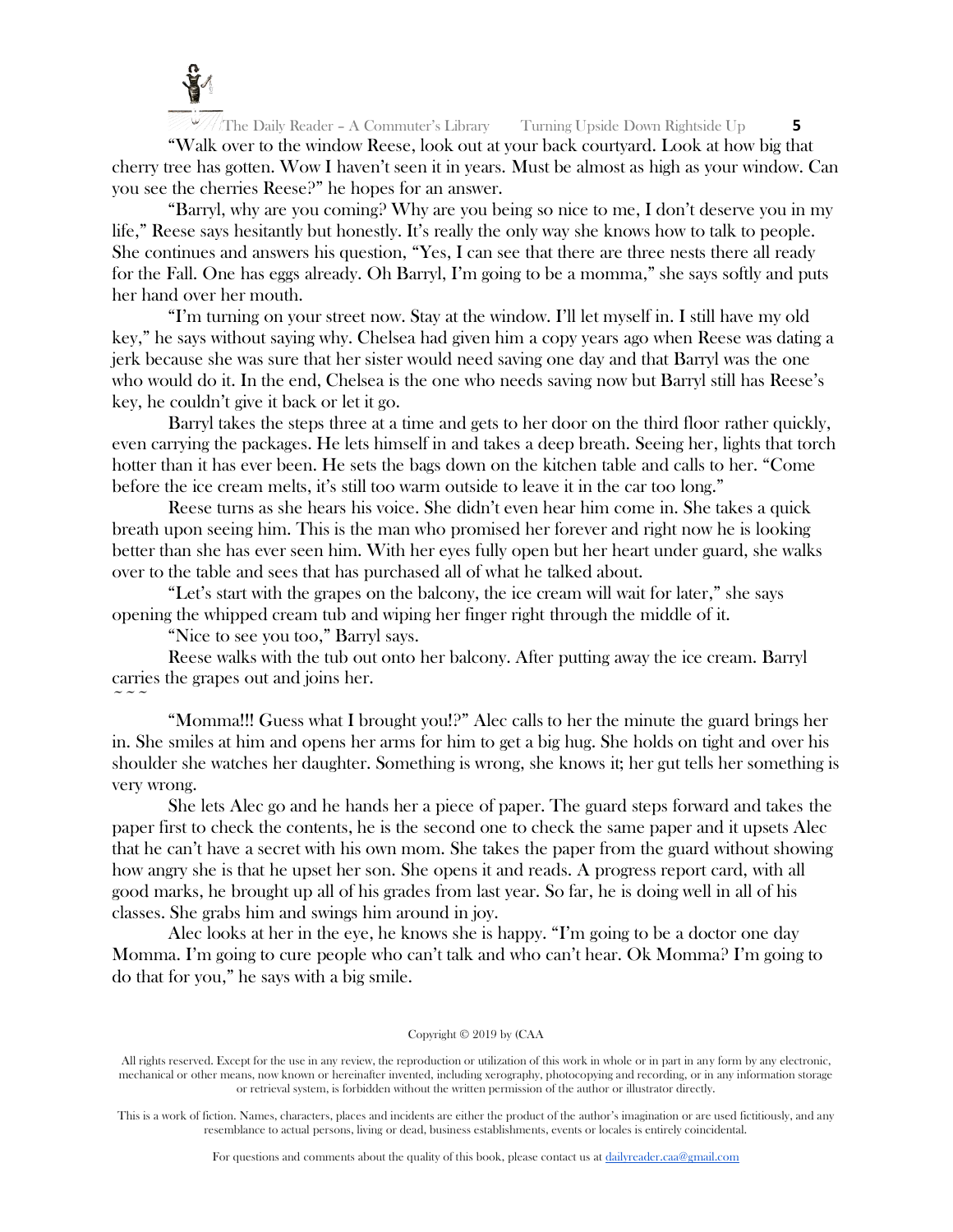"Walk over to the window Reese, look out at your back courtyard. Look at how big that cherry tree has gotten. Wow I haven't seen it in years. Must be almost as high as your window. Can you see the cherries Reese?" he hopes for an answer.

"Barryl, why are you coming? Why are you being so nice to me, I don't deserve you in my life," Reese says hesitantly but honestly. It's really the only way she knows how to talk to people. She continues and answers his question, "Yes, I can see that there are three nests there all ready for the Fall. One has eggs already. Oh Barryl, I'm going to be a momma," she says softly and puts her hand over her mouth.

"I'm turning on your street now. Stay at the window. I'll let myself in. I still have my old key," he says without saying why. Chelsea had given him a copy years ago when Reese was dating a jerk because she was sure that her sister would need saving one day and that Barryl was the one who would do it. In the end, Chelsea is the one who needs saving now but Barryl still has Reese's key, he couldn't give it back or let it go.

Barryl takes the steps three at a time and gets to her door on the third floor rather quickly, even carrying the packages. He lets himself in and takes a deep breath. Seeing her, lights that torch hotter than it has ever been. He sets the bags down on the kitchen table and calls to her. "Come before the ice cream melts, it's still too warm outside to leave it in the car too long."

Reese turns as she hears his voice. She didn't even hear him come in. She takes a quick breath upon seeing him. This is the man who promised her forever and right now he is looking better than she has ever seen him. With her eyes fully open but her heart under guard, she walks over to the table and sees that has purchased all of what he talked about.

"Let's start with the grapes on the balcony, the ice cream will wait for later," she says opening the whipped cream tub and wiping her finger right through the middle of it.

"Nice to see you too," Barryl says.

Reese walks with the tub out onto her balcony. After putting away the ice cream. Barryl carries the grapes out and joins her.

~ ~ ~

"Momma!!! Guess what I brought you!?" Alec calls to her the minute the guard brings her in. She smiles at him and opens her arms for him to get a big hug. She holds on tight and over his shoulder she watches her daughter. Something is wrong, she knows it; her gut tells her something is very wrong.

She lets Alec go and he hands her a piece of paper. The guard steps forward and takes the paper first to check the contents, he is the second one to check the same paper and it upsets Alec that he can't have a secret with his own mom. She takes the paper from the guard without showing how angry she is that he upset her son. She opens it and reads. A progress report card, with all good marks, he brought up all of his grades from last year. So far, he is doing well in all of his classes. She grabs him and swings him around in joy.

Alec looks at her in the eye, he knows she is happy. "I'm going to be a doctor one day Momma. I'm going to cure people who can't talk and who can't hear. Ok Momma? I'm going to do that for you," he says with a big smile.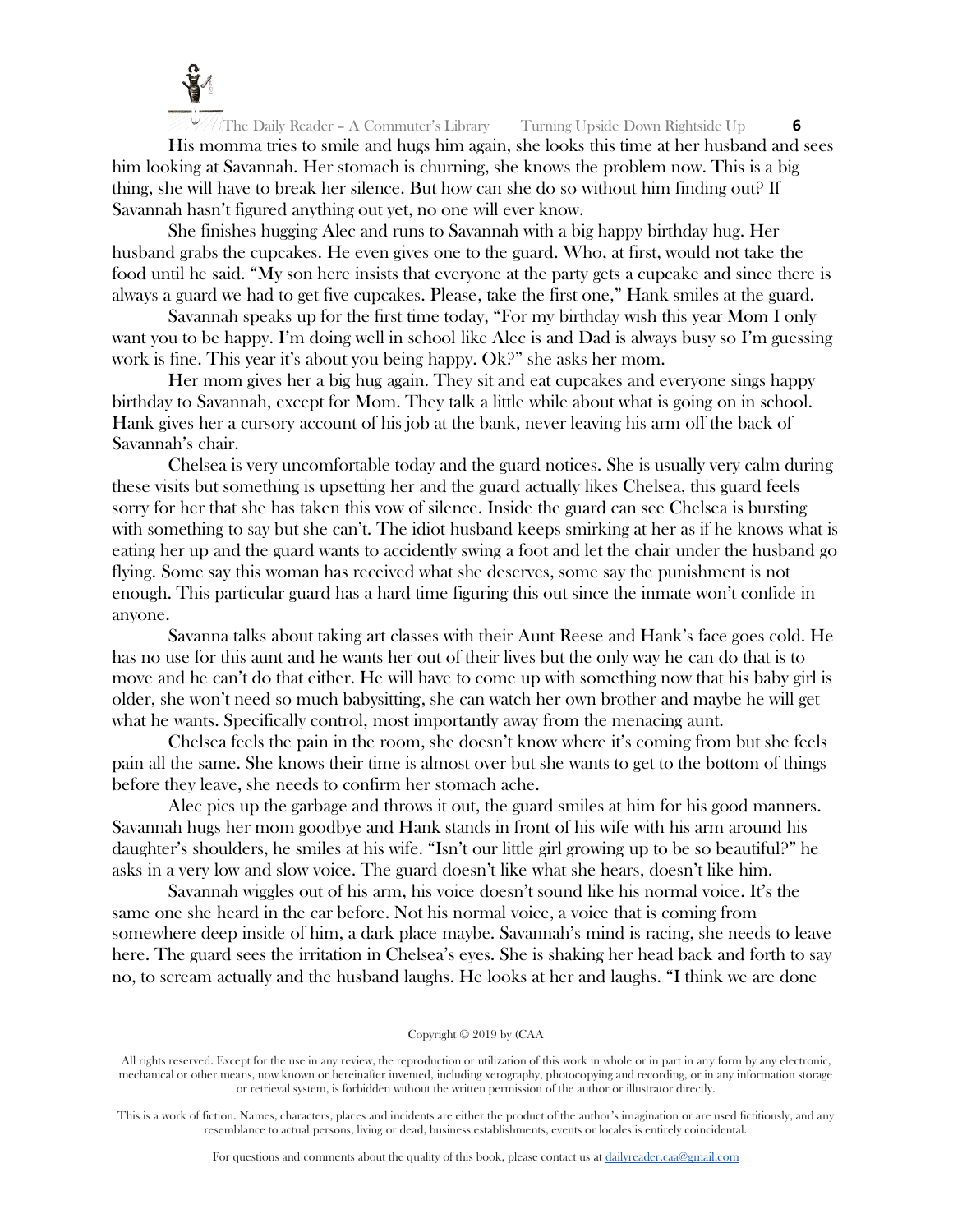His momma tries to smile and hugs him again, she looks this time at her husband and sees him looking at Savannah. Her stomach is churning, she knows the problem now. This is a big thing, she will have to break her silence. But how can she do so without him finding out? If Savannah hasn't figured anything out yet, no one will ever know.

She finishes hugging Alec and runs to Savannah with a big happy birthday hug. Her husband grabs the cupcakes. He even gives one to the guard. Who, at first, would not take the food until he said. "My son here insists that everyone at the party gets a cupcake and since there is always a guard we had to get five cupcakes. Please, take the first one," Hank smiles at the guard.

Savannah speaks up for the first time today, "For my birthday wish this year Mom I only want you to be happy. I'm doing well in school like Alec is and Dad is always busy so I'm guessing work is fine. This year it's about you being happy. Ok?" she asks her mom.

Her mom gives her a big hug again. They sit and eat cupcakes and everyone sings happy birthday to Savannah, except for Mom. They talk a little while about what is going on in school. Hank gives her a cursory account of his job at the bank, never leaving his arm off the back of Savannah's chair.

Chelsea is very uncomfortable today and the guard notices. She is usually very calm during these visits but something is upsetting her and the guard actually likes Chelsea, this guard feels sorry for her that she has taken this vow of silence. Inside the guard can see Chelsea is bursting with something to say but she can't. The idiot husband keeps smirking at her as if he knows what is eating her up and the guard wants to accidently swing a foot and let the chair under the husband go flying. Some say this woman has received what she deserves, some say the punishment is not enough. This particular guard has a hard time figuring this out since the inmate won't confide in anyone.

Savanna talks about taking art classes with their Aunt Reese and Hank's face goes cold. He has no use for this aunt and he wants her out of their lives but the only way he can do that is to move and he can't do that either. He will have to come up with something now that his baby girl is older, she won't need so much babysitting, she can watch her own brother and maybe he will get what he wants. Specifically control, most importantly away from the menacing aunt.

Chelsea feels the pain in the room, she doesn't know where it's coming from but she feels pain all the same. She knows their time is almost over but she wants to get to the bottom of things before they leave, she needs to confirm her stomach ache.

Alec pics up the garbage and throws it out, the guard smiles at him for his good manners. Savannah hugs her mom goodbye and Hank stands in front of his wife with his arm around his daughter's shoulders, he smiles at his wife. "Isn't our little girl growing up to be so beautiful?" he asks in a very low and slow voice. The guard doesn't like what she hears, doesn't like him.

Savannah wiggles out of his arm, his voice doesn't sound like his normal voice. It's the same one she heard in the car before. Not his normal voice, a voice that is coming from somewhere deep inside of him, a dark place maybe. Savannah's mind is racing, she needs to leave here. The guard sees the irritation in Chelsea's eyes. She is shaking her head back and forth to say no, to scream actually and the husband laughs. He looks at her and laughs. "I think we are done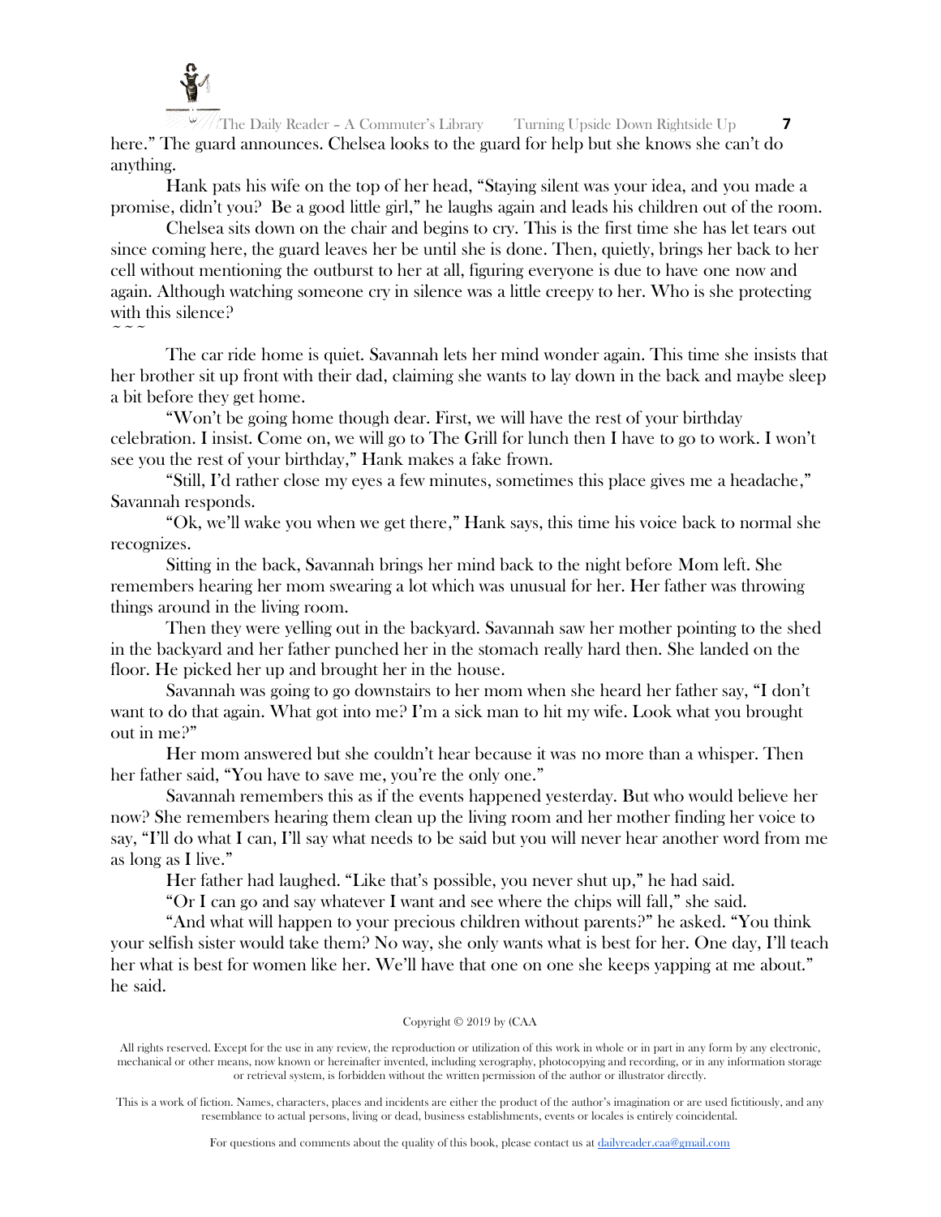here." The guard announces. Chelsea looks to the guard for help but she knows she can't do anything.

Hank pats his wife on the top of her head, "Staying silent was your idea, and you made a promise, didn't you? Be a good little girl," he laughs again and leads his children out of the room.

Chelsea sits down on the chair and begins to cry. This is the first time she has let tears out since coming here, the guard leaves her be until she is done. Then, quietly, brings her back to her cell without mentioning the outburst to her at all, figuring everyone is due to have one now and again. Although watching someone cry in silence was a little creepy to her. Who is she protecting with this silence?

~ ~ ~

The car ride home is quiet. Savannah lets her mind wonder again. This time she insists that her brother sit up front with their dad, claiming she wants to lay down in the back and maybe sleep a bit before they get home.

"Won't be going home though dear. First, we will have the rest of your birthday celebration. I insist. Come on, we will go to The Grill for lunch then I have to go to work. I won't see you the rest of your birthday," Hank makes a fake frown.

"Still, I'd rather close my eyes a few minutes, sometimes this place gives me a headache," Savannah responds.

"Ok, we'll wake you when we get there," Hank says, this time his voice back to normal she recognizes.

Sitting in the back, Savannah brings her mind back to the night before Mom left. She remembers hearing her mom swearing a lot which was unusual for her. Her father was throwing things around in the living room.

Then they were yelling out in the backyard. Savannah saw her mother pointing to the shed in the backyard and her father punched her in the stomach really hard then. She landed on the floor. He picked her up and brought her in the house.

Savannah was going to go downstairs to her mom when she heard her father say, "I don't want to do that again. What got into me? I'm a sick man to hit my wife. Look what you brought out in me?"

Her mom answered but she couldn't hear because it was no more than a whisper. Then her father said, "You have to save me, you're the only one."

Savannah remembers this as if the events happened yesterday. But who would believe her now? She remembers hearing them clean up the living room and her mother finding her voice to say, "I'll do what I can, I'll say what needs to be said but you will never hear another word from me as long as I live."

Her father had laughed. "Like that's possible, you never shut up," he had said.

"Or I can go and say whatever I want and see where the chips will fall," she said.

"And what will happen to your precious children without parents?" he asked. "You think your selfish sister would take them? No way, she only wants what is best for her. One day, I'll teach her what is best for women like her. We'll have that one on one she keeps yapping at me about." he said.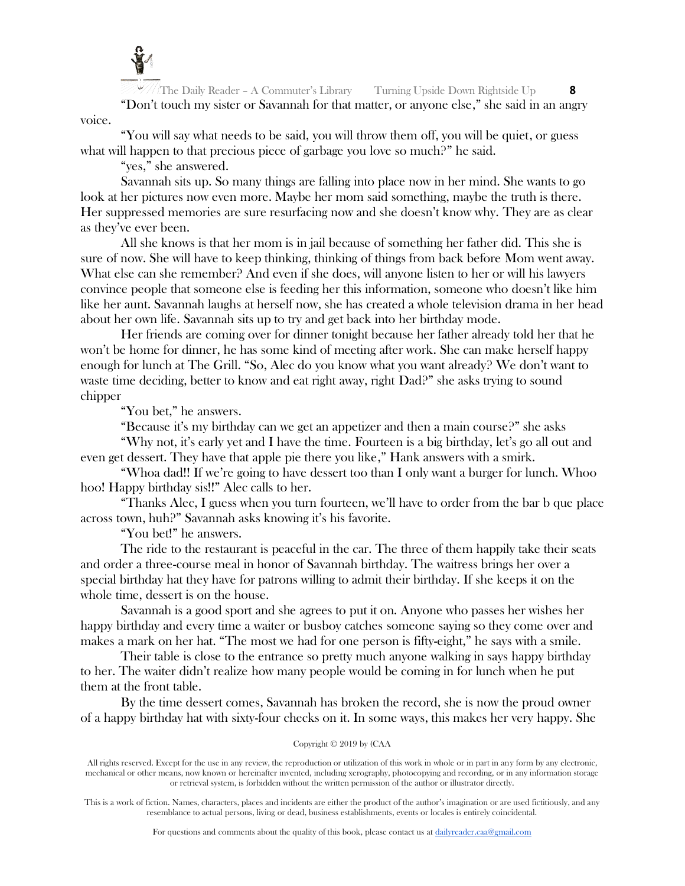"Don't touch my sister or Savannah for that matter, or anyone else," she said in an angry voice.

"You will say what needs to be said, you will throw them off, you will be quiet, or guess what will happen to that precious piece of garbage you love so much?" he said.

"yes," she answered.

Savannah sits up. So many things are falling into place now in her mind. She wants to go look at her pictures now even more. Maybe her mom said something, maybe the truth is there. Her suppressed memories are sure resurfacing now and she doesn't know why. They are as clear as they've ever been.

All she knows is that her mom is in jail because of something her father did. This she is sure of now. She will have to keep thinking, thinking of things from back before Mom went away. What else can she remember? And even if she does, will anyone listen to her or will his lawyers convince people that someone else is feeding her this information, someone who doesn't like him like her aunt. Savannah laughs at herself now, she has created a whole television drama in her head about her own life. Savannah sits up to try and get back into her birthday mode.

Her friends are coming over for dinner tonight because her father already told her that he won't be home for dinner, he has some kind of meeting after work. She can make herself happy enough for lunch at The Grill. "So, Alec do you know what you want already? We don't want to waste time deciding, better to know and eat right away, right Dad?" she asks trying to sound chipper

"You bet," he answers.

"Because it's my birthday can we get an appetizer and then a main course?" she asks

"Why not, it's early yet and I have the time. Fourteen is a big birthday, let's go all out and even get dessert. They have that apple pie there you like," Hank answers with a smirk.

"Whoa dad!! If we're going to have dessert too than I only want a burger for lunch. Whoo hoo! Happy birthday sis!!" Alec calls to her.

"Thanks Alec, I guess when you turn fourteen, we'll have to order from the bar b que place across town, huh?" Savannah asks knowing it's his favorite.

"You bet!" he answers.

The ride to the restaurant is peaceful in the car. The three of them happily take their seats and order a three-course meal in honor of Savannah birthday. The waitress brings her over a special birthday hat they have for patrons willing to admit their birthday. If she keeps it on the whole time, dessert is on the house.

Savannah is a good sport and she agrees to put it on. Anyone who passes her wishes her happy birthday and every time a waiter or busboy catches someone saying so they come over and makes a mark on her hat. "The most we had for one person is fifty-eight," he says with a smile.

Their table is close to the entrance so pretty much anyone walking in says happy birthday to her. The waiter didn't realize how many people would be coming in for lunch when he put them at the front table.

By the time dessert comes, Savannah has broken the record, she is now the proud owner of a happy birthday hat with sixty-four checks on it. In some ways, this makes her very happy. She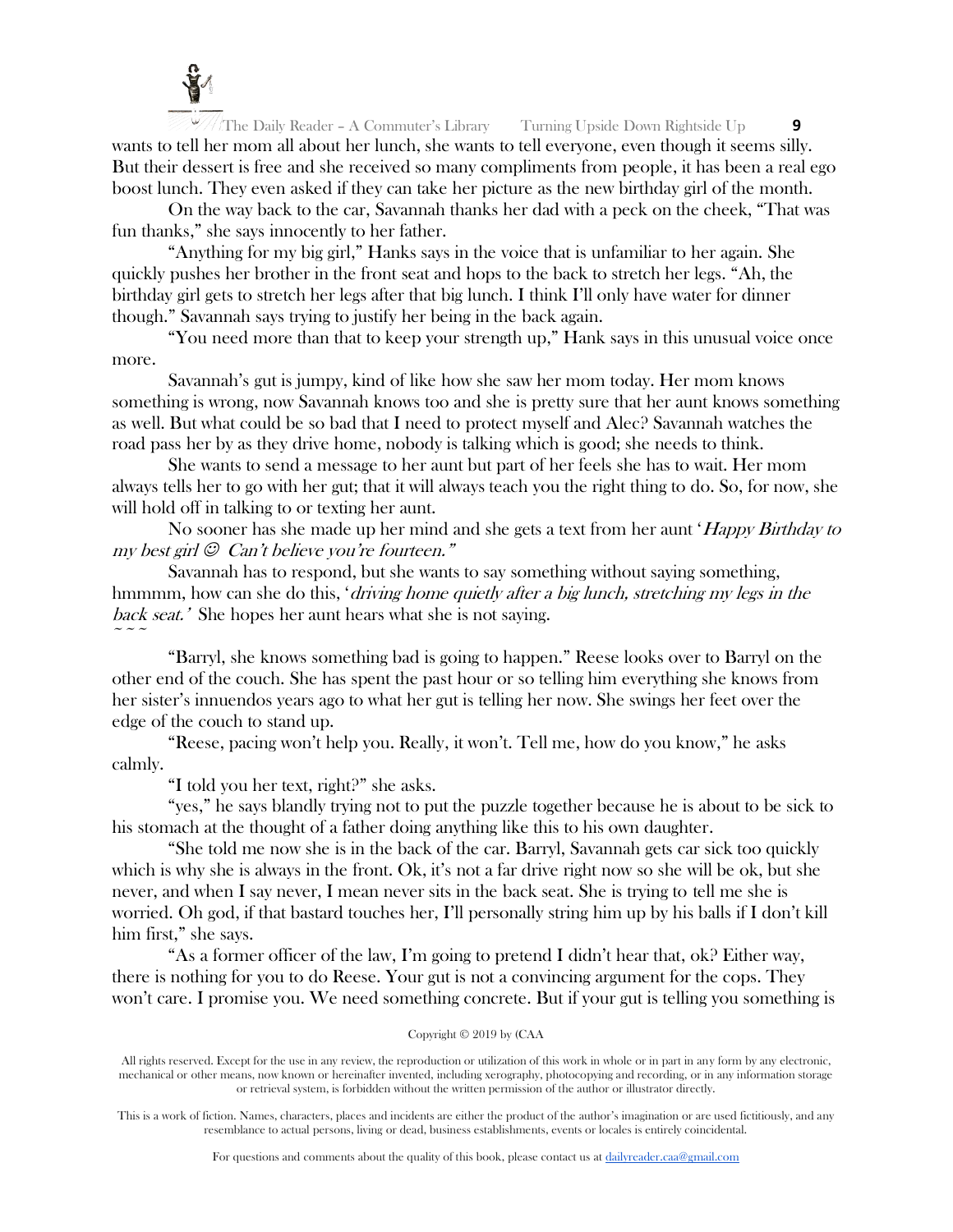wants to tell her mom all about her lunch, she wants to tell everyone, even though it seems silly. But their dessert is free and she received so many compliments from people, it has been a real ego boost lunch. They even asked if they can take her picture as the new birthday girl of the month.

On the way back to the car, Savannah thanks her dad with a peck on the cheek, "That was fun thanks," she says innocently to her father.

"Anything for my big girl," Hanks says in the voice that is unfamiliar to her again. She quickly pushes her brother in the front seat and hops to the back to stretch her legs. "Ah, the birthday girl gets to stretch her legs after that big lunch. I think I'll only have water for dinner though." Savannah says trying to justify her being in the back again.

"You need more than that to keep your strength up," Hank says in this unusual voice once more.

Savannah's gut is jumpy, kind of like how she saw her mom today. Her mom knows something is wrong, now Savannah knows too and she is pretty sure that her aunt knows something as well. But what could be so bad that I need to protect myself and Alec? Savannah watches the road pass her by as they drive home, nobody is talking which is good; she needs to think.

She wants to send a message to her aunt but part of her feels she has to wait. Her mom always tells her to go with her gut; that it will always teach you the right thing to do. So, for now, she will hold off in talking to or texting her aunt.

No sooner has she made up her mind and she gets a text from her aunt '*Happy Birthday to my best girl ☺ Can't believe you're fourteen."*

Savannah has to respond, but she wants to say something without saying something, hmmmm, how can she do this, '*driving home quietly after a big lunch, stretching my legs in the back seat.'* She hopes her aunt hears what she is not saying.

~ ~ ~

"Barryl, she knows something bad is going to happen." Reese looks over to Barryl on the other end of the couch. She has spent the past hour or so telling him everything she knows from her sister's innuendos years ago to what her gut is telling her now. She swings her feet over the edge of the couch to stand up.

"Reese, pacing won't help you. Really, it won't. Tell me, how do you know," he asks calmly.

"I told you her text, right?" she asks.

"yes," he says blandly trying not to put the puzzle together because he is about to be sick to his stomach at the thought of a father doing anything like this to his own daughter.

"She told me now she is in the back of the car. Barryl, Savannah gets car sick too quickly which is why she is always in the front. Ok, it's not a far drive right now so she will be ok, but she never, and when I say never, I mean never sits in the back seat. She is trying to tell me she is worried. Oh god, if that bastard touches her, I'll personally string him up by his balls if I don't kill him first," she says.

"As a former officer of the law, I'm going to pretend I didn't hear that, ok? Either way, there is nothing for you to do Reese. Your gut is not a convincing argument for the cops. They won't care. I promise you. We need something concrete. But if your gut is telling you something is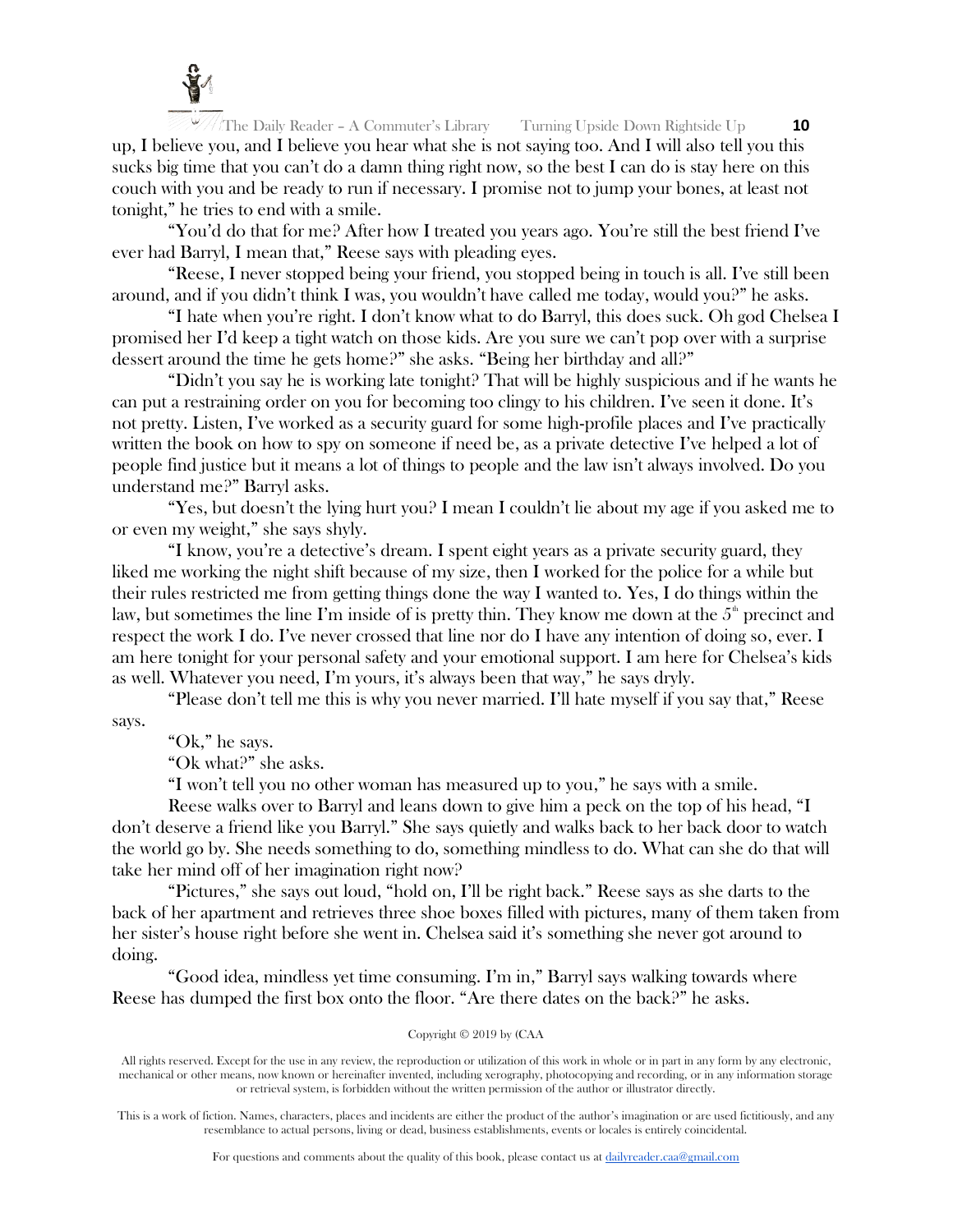up, I believe you, and I believe you hear what she is not saying too. And I will also tell you this sucks big time that you can't do a damn thing right now, so the best I can do is stay here on this couch with you and be ready to run if necessary. I promise not to jump your bones, at least not tonight," he tries to end with a smile.

"You'd do that for me? After how I treated you years ago. You're still the best friend I've ever had Barryl, I mean that," Reese says with pleading eyes.

"Reese, I never stopped being your friend, you stopped being in touch is all. I've still been around, and if you didn't think I was, you wouldn't have called me today, would you?" he asks.

"I hate when you're right. I don't know what to do Barryl, this does suck. Oh god Chelsea I promised her I'd keep a tight watch on those kids. Are you sure we can't pop over with a surprise dessert around the time he gets home?" she asks. "Being her birthday and all?"

"Didn't you say he is working late tonight? That will be highly suspicious and if he wants he can put a restraining order on you for becoming too clingy to his children. I've seen it done. It's not pretty. Listen, I've worked as a security guard for some high-profile places and I've practically written the book on how to spy on someone if need be, as a private detective I've helped a lot of people find justice but it means a lot of things to people and the law isn't always involved. Do you understand me?" Barryl asks.

"Yes, but doesn't the lying hurt you? I mean I couldn't lie about my age if you asked me to or even my weight," she says shyly.

"I know, you're a detective's dream. I spent eight years as a private security guard, they liked me working the night shift because of my size, then I worked for the police for a while but their rules restricted me from getting things done the way I wanted to. Yes, I do things within the law, but sometimes the line I'm inside of is pretty thin. They know me down at the 5th precinct and respect the work I do. I've never crossed that line nor do I have any intention of doing so, ever. I am here tonight for your personal safety and your emotional support. I am here for Chelsea's kids as well. Whatever you need, I'm yours, it's always been that way," he says dryly.

"Please don't tell me this is why you never married. I'll hate myself if you say that," Reese says.

"Ok," he says.

"Ok what?" she asks.

"I won't tell you no other woman has measured up to you," he says with a smile.

Reese walks over to Barryl and leans down to give him a peck on the top of his head, "I don't deserve a friend like you Barryl." She says quietly and walks back to her back door to watch the world go by. She needs something to do, something mindless to do. What can she do that will take her mind off of her imagination right now?

"Pictures," she says out loud, "hold on, I'll be right back." Reese says as she darts to the back of her apartment and retrieves three shoe boxes filled with pictures, many of them taken from her sister's house right before she went in. Chelsea said it's something she never got around to doing.

"Good idea, mindless yet time consuming. I'm in," Barryl says walking towards where Reese has dumped the first box onto the floor. "Are there dates on the back?" he asks.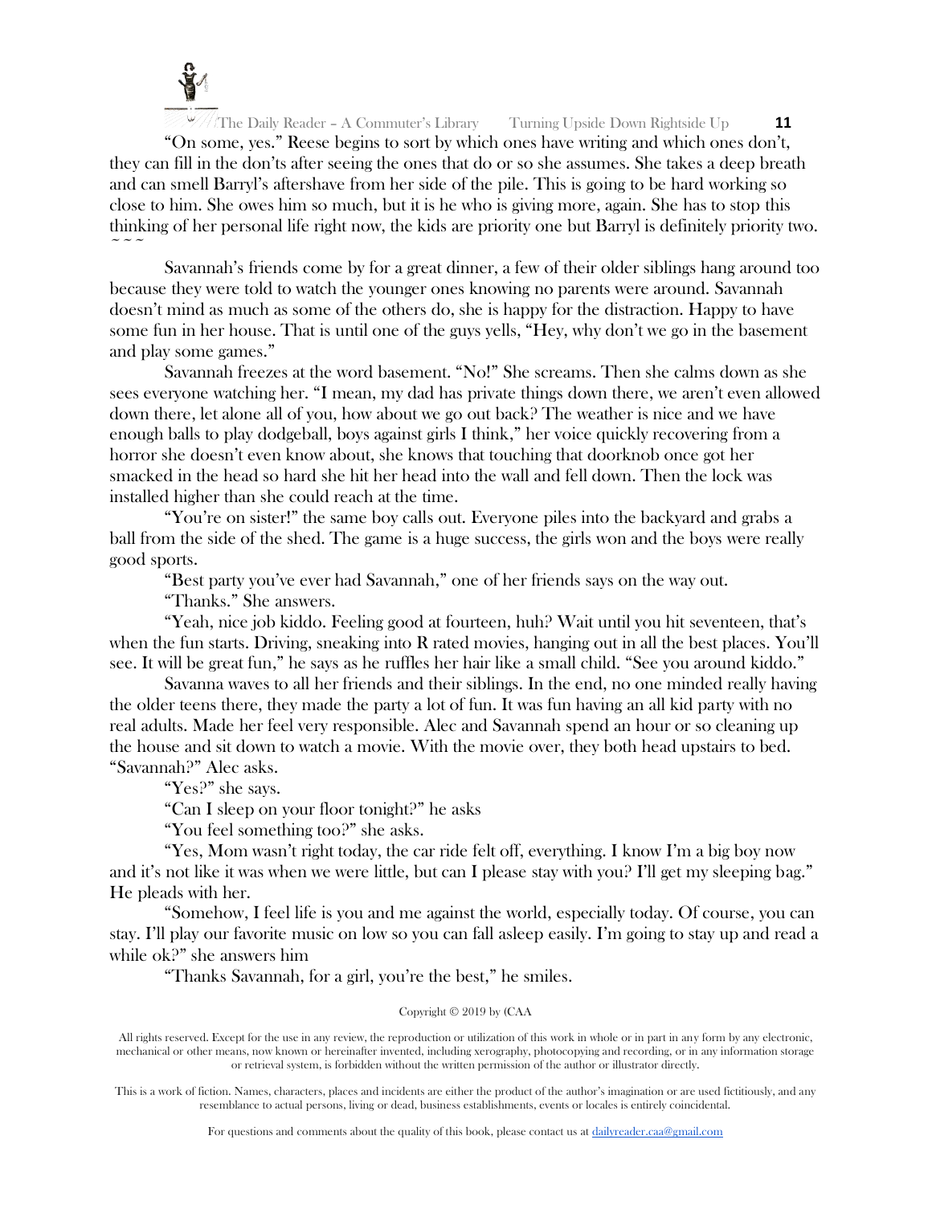"On some, yes." Reese begins to sort by which ones have writing and which ones don't, they can fill in the don'ts after seeing the ones that do or so she assumes. She takes a deep breath and can smell Barryl's aftershave from her side of the pile. This is going to be hard working so close to him. She owes him so much, but it is he who is giving more, again. She has to stop this thinking of her personal life right now, the kids are priority one but Barryl is definitely priority two.

~ ~ ~

Savannah's friends come by for a great dinner, a few of their older siblings hang around too because they were told to watch the younger ones knowing no parents were around. Savannah doesn't mind as much as some of the others do, she is happy for the distraction. Happy to have some fun in her house. That is until one of the guys yells, "Hey, why don't we go in the basement and play some games."

Savannah freezes at the word basement. "No!" She screams. Then she calms down as she sees everyone watching her. "I mean, my dad has private things down there, we aren't even allowed down there, let alone all of you, how about we go out back? The weather is nice and we have enough balls to play dodgeball, boys against girls I think," her voice quickly recovering from a horror she doesn't even know about, she knows that touching that doorknob once got her smacked in the head so hard she hit her head into the wall and fell down. Then the lock was installed higher than she could reach at the time.

"You're on sister!" the same boy calls out. Everyone piles into the backyard and grabs a ball from the side of the shed. The game is a huge success, the girls won and the boys were really good sports.

"Best party you've ever had Savannah," one of her friends says on the way out.

"Thanks." She answers.

"Yeah, nice job kiddo. Feeling good at fourteen, huh? Wait until you hit seventeen, that's when the fun starts. Driving, sneaking into R rated movies, hanging out in all the best places. You'll see. It will be great fun," he says as he ruffles her hair like a small child. "See you around kiddo."

Savanna waves to all her friends and their siblings. In the end, no one minded really having the older teens there, they made the party a lot of fun. It was fun having an all kid party with no real adults. Made her feel very responsible. Alec and Savannah spend an hour or so cleaning up the house and sit down to watch a movie. With the movie over, they both head upstairs to bed. "Savannah?" Alec asks.

"Yes?" she says.

"Can I sleep on your floor tonight?" he asks

"You feel something too?" she asks.

"Yes, Mom wasn't right today, the car ride felt off, everything. I know I'm a big boy now and it's not like it was when we were little, but can I please stay with you? I'll get my sleeping bag." He pleads with her.

"Somehow, I feel life is you and me against the world, especially today. Of course, you can stay. I'll play our favorite music on low so you can fall asleep easily. I'm going to stay up and read a while ok?" she answers him

"Thanks Savannah, for a girl, you're the best," he smiles.

Copyright © 2019 by (CAA

All rights reserved. Except for the use in any review, the reproduction or utilization of this work in whole or in part in any form by any electronic, mechanical or other means, now known or hereinafter invented, including xerography, photocopying and recording, or in any information storage or retrieval system, is forbidden without the written permission of the author or illustrator directly.

This is a work of fiction. Names, characters, places and incidents are either the product of the author's imagination or are used fictitiously, and any resemblance to actual persons, living or dead, business establishments, events or locales is entirely coincidental.

For questions and comments about the quality of this book, please contact us at dailyreader.caa@gmail.com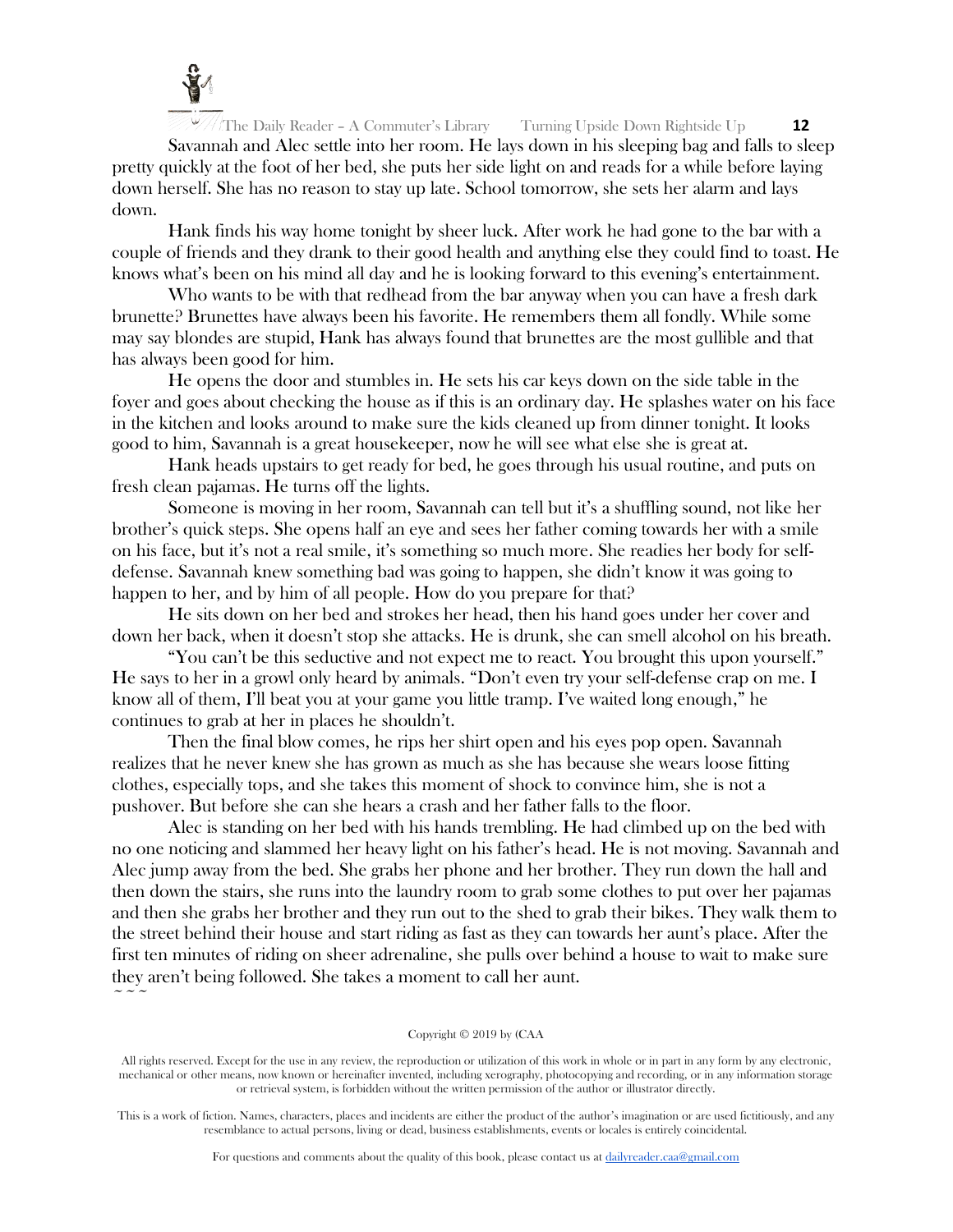Savannah and Alec settle into her room. He lays down in his sleeping bag and falls to sleep pretty quickly at the foot of her bed, she puts her side light on and reads for a while before laying down herself. She has no reason to stay up late. School tomorrow, she sets her alarm and lays down.

Hank finds his way home tonight by sheer luck. After work he had gone to the bar with a couple of friends and they drank to their good health and anything else they could find to toast. He knows what's been on his mind all day and he is looking forward to this evening's entertainment.

Who wants to be with that redhead from the bar anyway when you can have a fresh dark brunette? Brunettes have always been his favorite. He remembers them all fondly. While some may say blondes are stupid, Hank has always found that brunettes are the most gullible and that has always been good for him.

He opens the door and stumbles in. He sets his car keys down on the side table in the foyer and goes about checking the house as if this is an ordinary day. He splashes water on his face in the kitchen and looks around to make sure the kids cleaned up from dinner tonight. It looks good to him, Savannah is a great housekeeper, now he will see what else she is great at.

Hank heads upstairs to get ready for bed, he goes through his usual routine, and puts on fresh clean pajamas. He turns off the lights.

Someone is moving in her room, Savannah can tell but it's a shuffling sound, not like her brother's quick steps. She opens half an eye and sees her father coming towards her with a smile on his face, but it's not a real smile, it's something so much more. She readies her body for self-defense. Savannah knew something bad was going to happen, she didn't know it was going to happen to her, and by him of all people. How do you prepare for that?

He sits down on her bed and strokes her head, then his hand goes under her cover and down her back, when it doesn't stop she attacks. He is drunk, she can smell alcohol on his breath.

"You can't be this seductive and not expect me to react. You brought this upon yourself." He says to her in a growl only heard by animals. "Don't even try your self-defense crap on me. I know all of them, I'll beat you at your game you little tramp. I've waited long enough," he continues to grab at her in places he shouldn't.

Then the final blow comes, he rips her shirt open and his eyes pop open. Savannah realizes that he never knew she has grown as much as she has because she wears loose fitting clothes, especially tops, and she takes this moment of shock to convince him, she is not a pushover. But before she can she hears a crash and her father falls to the floor.

Alec is standing on her bed with his hands trembling. He had climbed up on the bed with no one noticing and slammed her heavy light on his father's head. He is not moving. Savannah and Alec jump away from the bed. She grabs her phone and her brother. They run down the hall and then down the stairs, she runs into the laundry room to grab some clothes to put over her pajamas and then she grabs her brother and they run out to the shed to grab their bikes. They walk them to the street behind their house and start riding as fast as they can towards her aunt's place. After the first ten minutes of riding on sheer adrenaline, she pulls over behind a house to wait to make sure they aren't being followed. She takes a moment to call her aunt.

~ ~ ~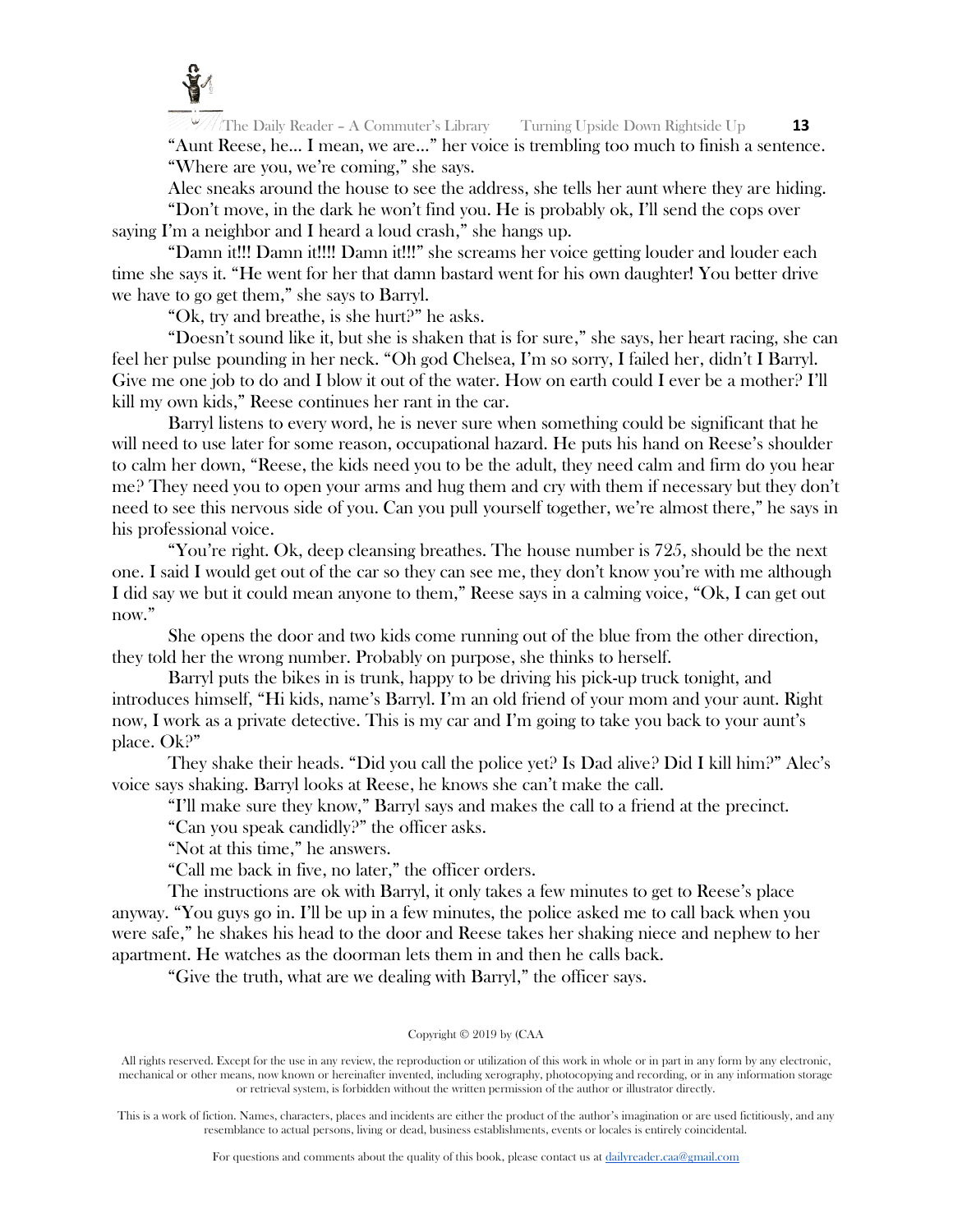"Aunt Reese, he… I mean, we are…" her voice is trembling too much to finish a sentence.

"Where are you, we're coming," she says.

Alec sneaks around the house to see the address, she tells her aunt where they are hiding.

"Don't move, in the dark he won't find you. He is probably ok, I'll send the cops over saying I'm a neighbor and I heard a loud crash," she hangs up.

"Damn it!!! Damn it!!!! Damn it!!!" she screams her voice getting louder and louder each time she says it. "He went for her that damn bastard went for his own daughter! You better drive we have to go get them," she says to Barryl.

"Ok, try and breathe, is she hurt?" he asks.

"Doesn't sound like it, but she is shaken that is for sure," she says, her heart racing, she can feel her pulse pounding in her neck. "Oh god Chelsea, I'm so sorry, I failed her, didn't I Barryl. Give me one job to do and I blow it out of the water. How on earth could I ever be a mother? I'll kill my own kids," Reese continues her rant in the car.

Barryl listens to every word, he is never sure when something could be significant that he will need to use later for some reason, occupational hazard. He puts his hand on Reese's shoulder to calm her down, "Reese, the kids need you to be the adult, they need calm and firm do you hear me? They need you to open your arms and hug them and cry with them if necessary but they don't need to see this nervous side of you. Can you pull yourself together, we're almost there," he says in his professional voice.

"You're right. Ok, deep cleansing breathes. The house number is 725, should be the next one. I said I would get out of the car so they can see me, they don't know you're with me although I did say we but it could mean anyone to them," Reese says in a calming voice, "Ok, I can get out now."

She opens the door and two kids come running out of the blue from the other direction, they told her the wrong number. Probably on purpose, she thinks to herself.

Barryl puts the bikes in is trunk, happy to be driving his pick-up truck tonight, and introduces himself, "Hi kids, name's Barryl. I'm an old friend of your mom and your aunt. Right now, I work as a private detective. This is my car and I'm going to take you back to your aunt's place. Ok?"

They shake their heads. "Did you call the police yet? Is Dad alive? Did I kill him?" Alec's voice says shaking. Barryl looks at Reese, he knows she can't make the call.

"I'll make sure they know," Barryl says and makes the call to a friend at the precinct.

"Can you speak candidly?" the officer asks.

"Not at this time," he answers.

"Call me back in five, no later," the officer orders.

The instructions are ok with Barryl, it only takes a few minutes to get to Reese's place anyway. "You guys go in. I'll be up in a few minutes, the police asked me to call back when you were safe," he shakes his head to the door and Reese takes her shaking niece and nephew to her apartment. He watches as the doorman lets them in and then he calls back.

"Give the truth, what are we dealing with Barryl," the officer says.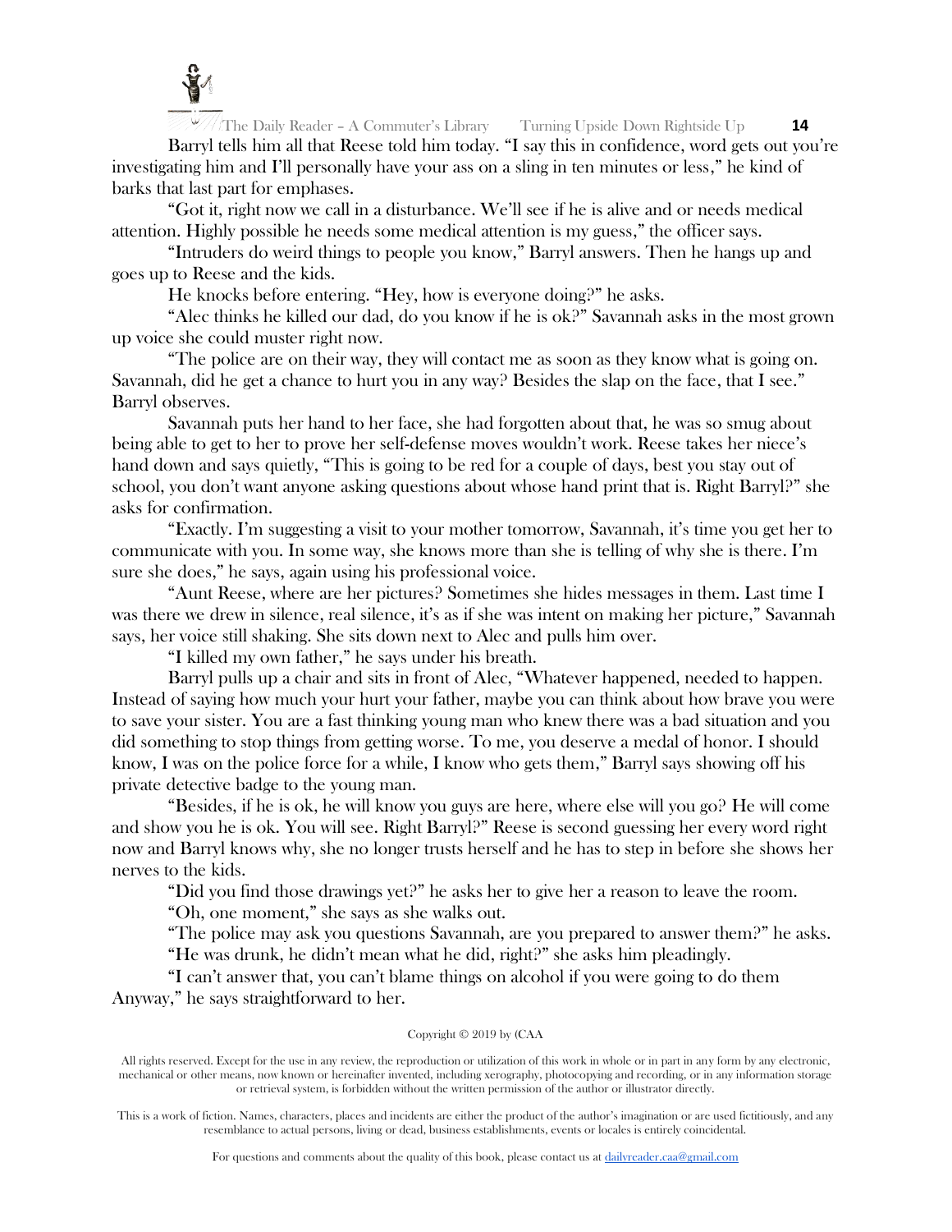Barryl tells him all that Reese told him today. "I say this in confidence, word gets out you're investigating him and I'll personally have your ass on a sling in ten minutes or less," he kind of barks that last part for emphases.

"Got it, right now we call in a disturbance. We'll see if he is alive and or needs medical attention. Highly possible he needs some medical attention is my guess," the officer says.

"Intruders do weird things to people you know," Barryl answers. Then he hangs up and goes up to Reese and the kids.

He knocks before entering. "Hey, how is everyone doing?" he asks.

"Alec thinks he killed our dad, do you know if he is ok?" Savannah asks in the most grown up voice she could muster right now.

"The police are on their way, they will contact me as soon as they know what is going on. Savannah, did he get a chance to hurt you in any way? Besides the slap on the face, that I see." Barryl observes.

Savannah puts her hand to her face, she had forgotten about that, he was so smug about being able to get to her to prove her self-defense moves wouldn't work. Reese takes her niece's hand down and says quietly, "This is going to be red for a couple of days, best you stay out of school, you don't want anyone asking questions about whose hand print that is. Right Barryl?" she asks for confirmation.

"Exactly. I'm suggesting a visit to your mother tomorrow, Savannah, it's time you get her to communicate with you. In some way, she knows more than she is telling of why she is there. I'm sure she does," he says, again using his professional voice.

"Aunt Reese, where are her pictures? Sometimes she hides messages in them. Last time I was there we drew in silence, real silence, it's as if she was intent on making her picture," Savannah says, her voice still shaking. She sits down next to Alec and pulls him over.

"I killed my own father," he says under his breath.

Barryl pulls up a chair and sits in front of Alec, "Whatever happened, needed to happen. Instead of saying how much your hurt your father, maybe you can think about how brave you were to save your sister. You are a fast thinking young man who knew there was a bad situation and you did something to stop things from getting worse. To me, you deserve a medal of honor. I should know, I was on the police force for a while, I know who gets them," Barryl says showing off his private detective badge to the young man.

"Besides, if he is ok, he will know you guys are here, where else will you go? He will come and show you he is ok. You will see. Right Barryl?" Reese is second guessing her every word right now and Barryl knows why, she no longer trusts herself and he has to step in before she shows her nerves to the kids.

"Did you find those drawings yet?" he asks her to give her a reason to leave the room.

"Oh, one moment," she says as she walks out.

"The police may ask you questions Savannah, are you prepared to answer them?" he asks.

"He was drunk, he didn't mean what he did, right?" she asks him pleadingly.

"I can't answer that, you can't blame things on alcohol if you were going to do them Anyway," he says straightforward to her.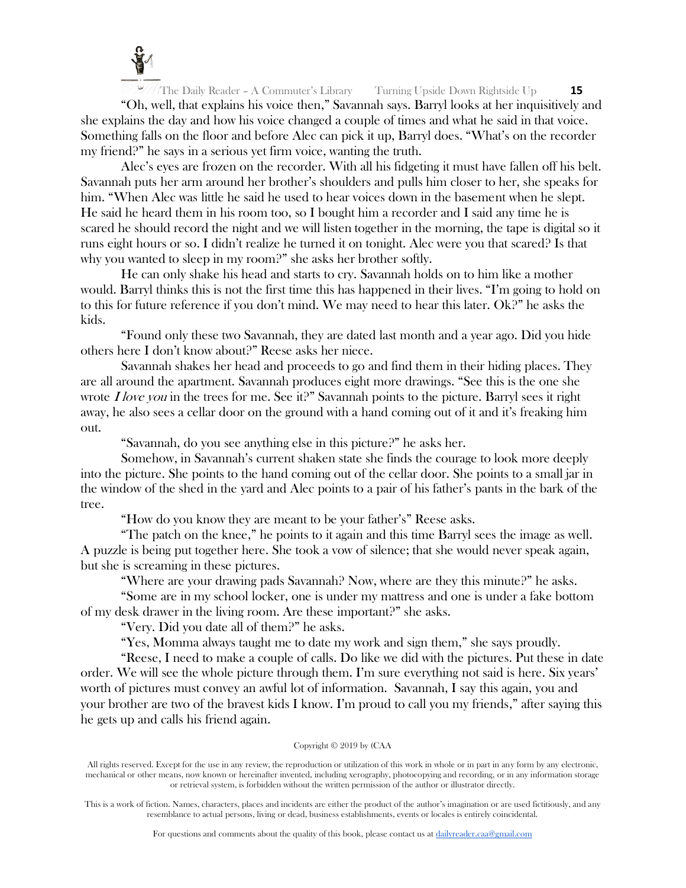"Oh, well, that explains his voice then," Savannah says. Barryl looks at her inquisitively and she explains the day and how his voice changed a couple of times and what he said in that voice. Something falls on the floor and before Alec can pick it up, Barryl does. "What's on the recorder my friend?" he says in a serious yet firm voice, wanting the truth.

Alec's eyes are frozen on the recorder. With all his fidgeting it must have fallen off his belt. Savannah puts her arm around her brother's shoulders and pulls him closer to her, she speaks for him. "When Alec was little he said he used to hear voices down in the basement when he slept. He said he heard them in his room too, so I bought him a recorder and I said any time he is scared he should record the night and we will listen together in the morning, the tape is digital so it runs eight hours or so. I didn't realize he turned it on tonight. Alec were you that scared? Is that why you wanted to sleep in my room?" she asks her brother softly.

He can only shake his head and starts to cry. Savannah holds on to him like a mother would. Barryl thinks this is not the first time this has happened in their lives. "I'm going to hold on to this for future reference if you don't mind. We may need to hear this later. Ok?" he asks the kids.

"Found only these two Savannah, they are dated last month and a year ago. Did you hide others here I don't know about?" Reese asks her niece.

Savannah shakes her head and proceeds to go and find them in their hiding places. They are all around the apartment. Savannah produces eight more drawings. "See this is the one she wrote *I love you* in the trees for me. See it?" Savannah points to the picture. Barryl sees it right away, he also sees a cellar door on the ground with a hand coming out of it and it's freaking him out.

"Savannah, do you see anything else in this picture?" he asks her.

Somehow, in Savannah's current shaken state she finds the courage to look more deeply into the picture. She points to the hand coming out of the cellar door. She points to a small jar in the window of the shed in the yard and Alec points to a pair of his father's pants in the bark of the tree.

"How do you know they are meant to be your father's" Reese asks.

"The patch on the knee," he points to it again and this time Barryl sees the image as well. A puzzle is being put together here. She took a vow of silence; that she would never speak again, but she is screaming in these pictures.

"Where are your drawing pads Savannah? Now, where are they this minute?" he asks.

"Some are in my school locker, one is under my mattress and one is under a fake bottom of my desk drawer in the living room. Are these important?" she asks.

"Very. Did you date all of them?" he asks.

"Yes, Momma always taught me to date my work and sign them," she says proudly.

"Reese, I need to make a couple of calls. Do like we did with the pictures. Put these in date order. We will see the whole picture through them. I'm sure everything not said is here. Six years' worth of pictures must convey an awful lot of information. Savannah, I say this again, you and your brother are two of the bravest kids I know. I'm proud to call you my friends," after saying this he gets up and calls his friend again.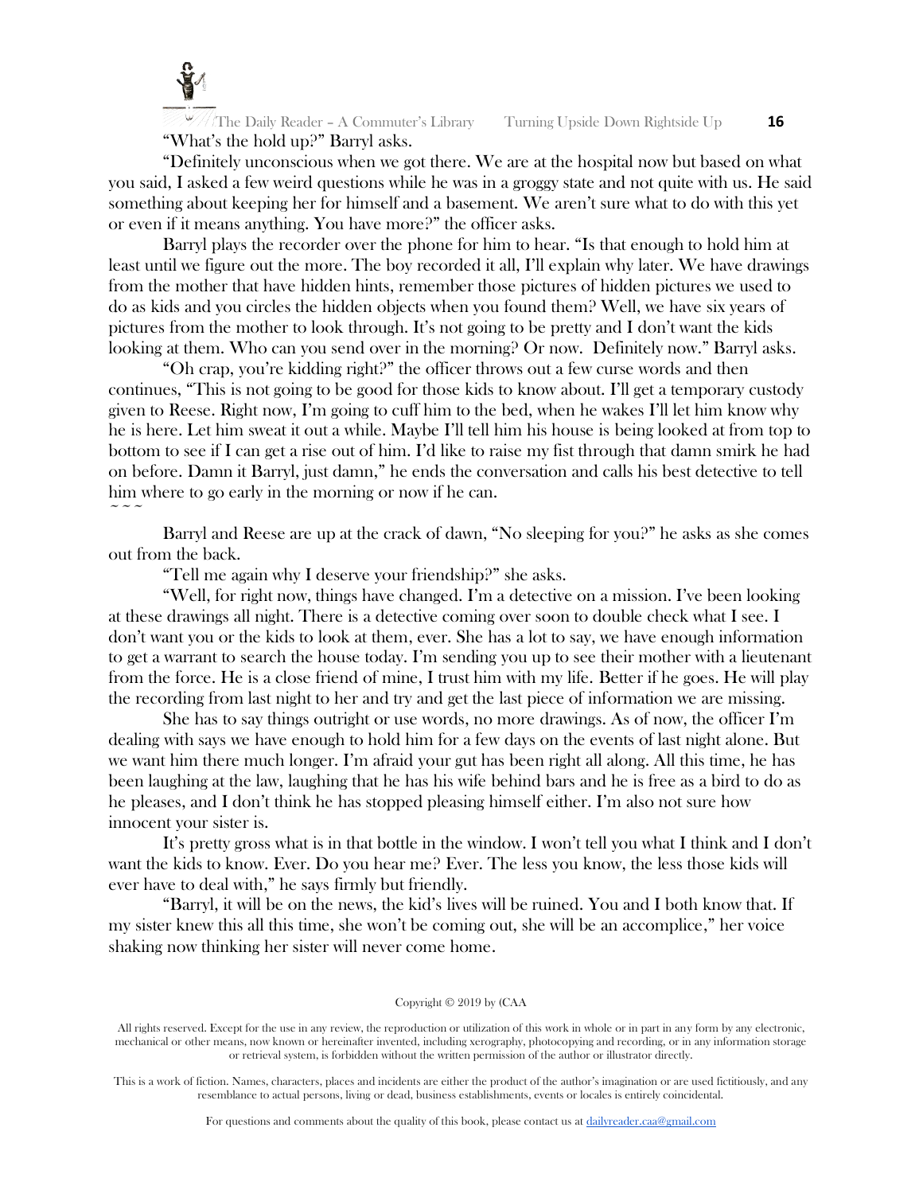"What's the hold up?" Barryl asks.

"Definitely unconscious when we got there. We are at the hospital now but based on what you said, I asked a few weird questions while he was in a groggy state and not quite with us. He said something about keeping her for himself and a basement. We aren't sure what to do with this yet or even if it means anything. You have more?" the officer asks.

Barryl plays the recorder over the phone for him to hear. "Is that enough to hold him at least until we figure out the more. The boy recorded it all, I'll explain why later. We have drawings from the mother that have hidden hints, remember those pictures of hidden pictures we used to do as kids and you circles the hidden objects when you found them? Well, we have six years of pictures from the mother to look through. It's not going to be pretty and I don't want the kids looking at them. Who can you send over in the morning? Or now. Definitely now." Barryl asks.

"Oh crap, you're kidding right?" the officer throws out a few curse words and then continues, "This is not going to be good for those kids to know about. I'll get a temporary custody given to Reese. Right now, I'm going to cuff him to the bed, when he wakes I'll let him know why he is here. Let him sweat it out a while. Maybe I'll tell him his house is being looked at from top to bottom to see if I can get a rise out of him. I'd like to raise my fist through that damn smirk he had on before. Damn it Barryl, just damn," he ends the conversation and calls his best detective to tell him where to go early in the morning or now if he can.

~ ~ ~

Barryl and Reese are up at the crack of dawn, "No sleeping for you?" he asks as she comes out from the back.

"Tell me again why I deserve your friendship?" she asks.

"Well, for right now, things have changed. I'm a detective on a mission. I've been looking at these drawings all night. There is a detective coming over soon to double check what I see. I don't want you or the kids to look at them, ever. She has a lot to say, we have enough information to get a warrant to search the house today. I'm sending you up to see their mother with a lieutenant from the force. He is a close friend of mine, I trust him with my life. Better if he goes. He will play the recording from last night to her and try and get the last piece of information we are missing.

She has to say things outright or use words, no more drawings. As of now, the officer I'm dealing with says we have enough to hold him for a few days on the events of last night alone. But we want him there much longer. I'm afraid your gut has been right all along. All this time, he has been laughing at the law, laughing that he has his wife behind bars and he is free as a bird to do as he pleases, and I don't think he has stopped pleasing himself either. I'm also not sure how innocent your sister is.

It's pretty gross what is in that bottle in the window. I won't tell you what I think and I don't want the kids to know. Ever. Do you hear me? Ever. The less you know, the less those kids will ever have to deal with," he says firmly but friendly.

"Barryl, it will be on the news, the kid's lives will be ruined. You and I both know that. If my sister knew this all this time, she won't be coming out, she will be an accomplice," her voice shaking now thinking her sister will never come home.

Copyright © 2019 by (CAA

All rights reserved. Except for the use in any review, the reproduction or utilization of this work in whole or in part in any form by any electronic, mechanical or other means, now known or hereinafter invented, including xerography, photocopying and recording, or in any information storage or retrieval system, is forbidden without the written permission of the author or illustrator directly.

This is a work of fiction. Names, characters, places and incidents are either the product of the author's imagination or are used fictitiously, and any resemblance to actual persons, living or dead, business establishments, events or locales is entirely coincidental.

For questions and comments about the quality of this book, please contact us at dailyreader.caa@gmail.com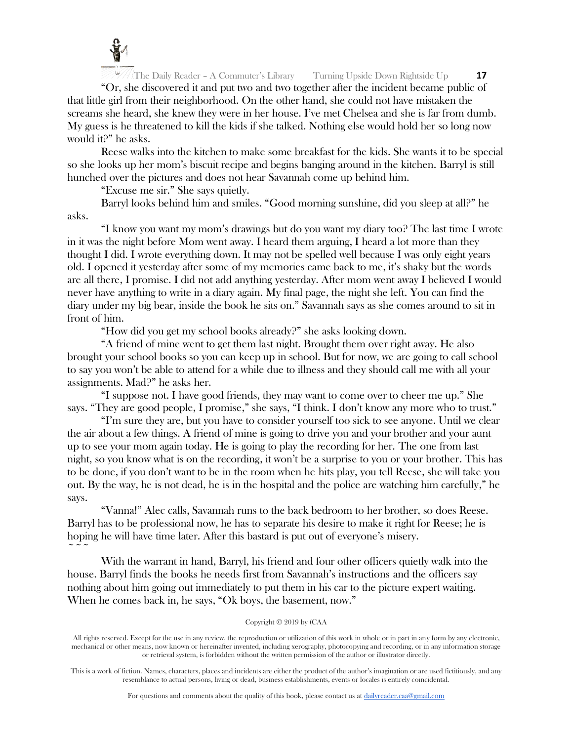"Or, she discovered it and put two and two together after the incident became public of that little girl from their neighborhood. On the other hand, she could not have mistaken the screams she heard, she knew they were in her house. I've met Chelsea and she is far from dumb. My guess is he threatened to kill the kids if she talked. Nothing else would hold her so long now would it?" he asks.

Reese walks into the kitchen to make some breakfast for the kids. She wants it to be special so she looks up her mom's biscuit recipe and begins banging around in the kitchen. Barryl is still hunched over the pictures and does not hear Savannah come up behind him.

"Excuse me sir." She says quietly.

Barryl looks behind him and smiles. "Good morning sunshine, did you sleep at all?" he asks.

"I know you want my mom's drawings but do you want my diary too? The last time I wrote in it was the night before Mom went away. I heard them arguing, I heard a lot more than they thought I did. I wrote everything down. It may not be spelled well because I was only eight years old. I opened it yesterday after some of my memories came back to me, it's shaky but the words are all there, I promise. I did not add anything yesterday. After mom went away I believed I would never have anything to write in a diary again. My final page, the night she left. You can find the diary under my big bear, inside the book he sits on." Savannah says as she comes around to sit in front of him.

"How did you get my school books already?" she asks looking down.

"A friend of mine went to get them last night. Brought them over right away. He also brought your school books so you can keep up in school. But for now, we are going to call school to say you won't be able to attend for a while due to illness and they should call me with all your assignments. Mad?" he asks her.

"I suppose not. I have good friends, they may want to come over to cheer me up." She says. "They are good people, I promise," she says, "I think. I don't know any more who to trust."

"I'm sure they are, but you have to consider yourself too sick to see anyone. Until we clear the air about a few things. A friend of mine is going to drive you and your brother and your aunt up to see your mom again today. He is going to play the recording for her. The one from last night, so you know what is on the recording, it won't be a surprise to you or your brother. This has to be done, if you don't want to be in the room when he hits play, you tell Reese, she will take you out. By the way, he is not dead, he is in the hospital and the police are watching him carefully," he says.

"Vanna!" Alec calls, Savannah runs to the back bedroom to her brother, so does Reese. Barryl has to be professional now, he has to separate his desire to make it right for Reese; he is hoping he will have time later. After this bastard is put out of everyone's misery.

~ ~ ~

With the warrant in hand, Barryl, his friend and four other officers quietly walk into the house. Barryl finds the books he needs first from Savannah's instructions and the officers say nothing about him going out immediately to put them in his car to the picture expert waiting. When he comes back in, he says, "Ok boys, the basement, now."

Copyright © 2019 by (CAA

All rights reserved. Except for the use in any review, the reproduction or utilization of this work in whole or in part in any form by any electronic, mechanical or other means, now known or hereinafter invented, including xerography, photocopying and recording, or in any information storage or retrieval system, is forbidden without the written permission of the author or illustrator directly.

This is a work of fiction. Names, characters, places and incidents are either the product of the author's imagination or are used fictitiously, and any resemblance to actual persons, living or dead, business establishments, events or locales is entirely coincidental.

For questions and comments about the quality of this book, please contact us at dailyreader.caa@gmail.com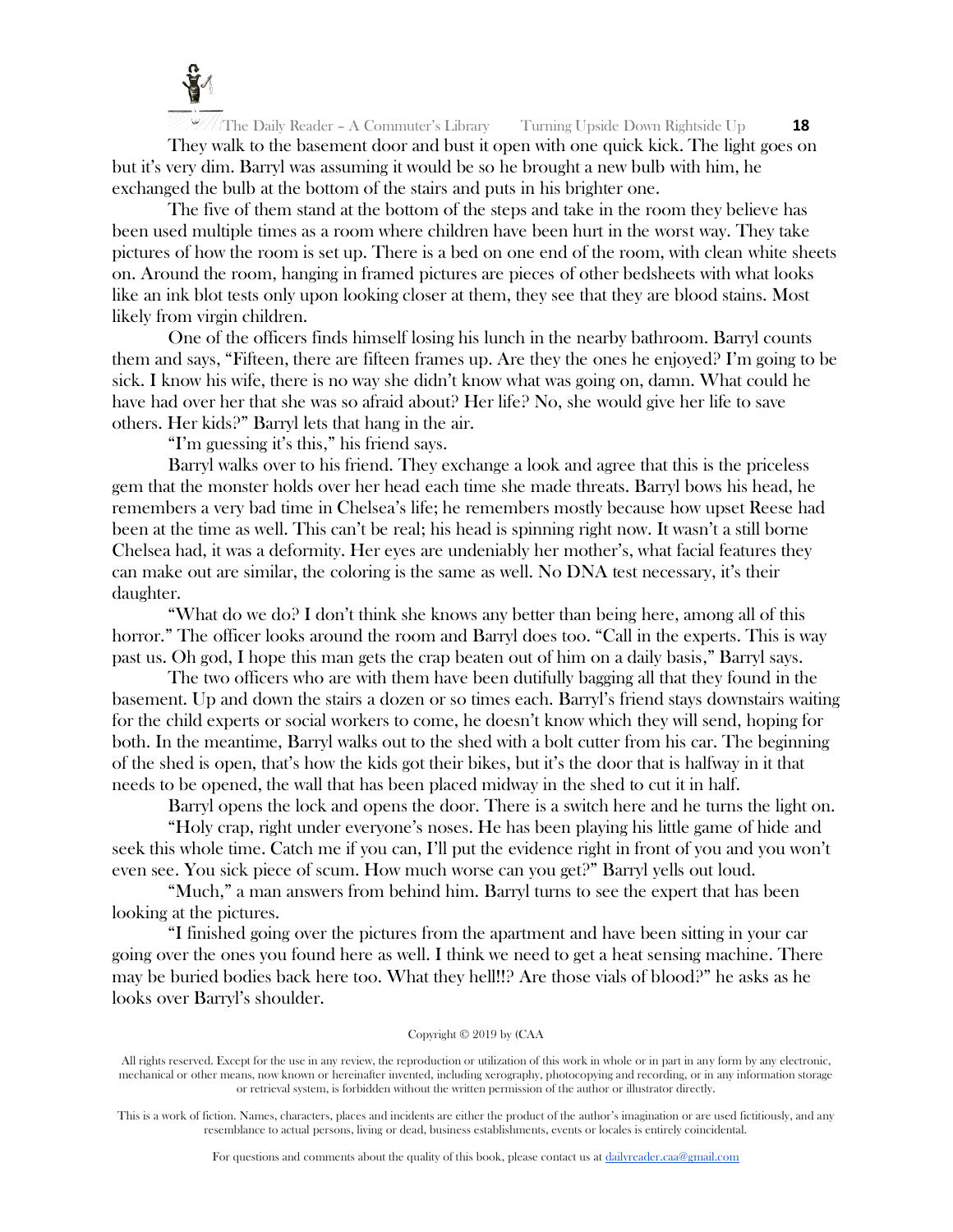They walk to the basement door and bust it open with one quick kick. The light goes on but it's very dim. Barryl was assuming it would be so he brought a new bulb with him, he exchanged the bulb at the bottom of the stairs and puts in his brighter one.

The five of them stand at the bottom of the steps and take in the room they believe has been used multiple times as a room where children have been hurt in the worst way. They take pictures of how the room is set up. There is a bed on one end of the room, with clean white sheets on. Around the room, hanging in framed pictures are pieces of other bedsheets with what looks like an ink blot tests only upon looking closer at them, they see that they are blood stains. Most likely from virgin children.

One of the officers finds himself losing his lunch in the nearby bathroom. Barryl counts them and says, "Fifteen, there are fifteen frames up. Are they the ones he enjoyed? I'm going to be sick. I know his wife, there is no way she didn't know what was going on, damn. What could he have had over her that she was so afraid about? Her life? No, she would give her life to save others. Her kids?" Barryl lets that hang in the air.

"I'm guessing it's this," his friend says.

Barryl walks over to his friend. They exchange a look and agree that this is the priceless gem that the monster holds over her head each time she made threats. Barryl bows his head, he remembers a very bad time in Chelsea's life; he remembers mostly because how upset Reese had been at the time as well. This can't be real; his head is spinning right now. It wasn't a still borne Chelsea had, it was a deformity. Her eyes are undeniably her mother's, what facial features they can make out are similar, the coloring is the same as well. No DNA test necessary, it's their daughter.

"What do we do? I don't think she knows any better than being here, among all of this horror." The officer looks around the room and Barryl does too. "Call in the experts. This is way past us. Oh god, I hope this man gets the crap beaten out of him on a daily basis," Barryl says.

The two officers who are with them have been dutifully bagging all that they found in the basement. Up and down the stairs a dozen or so times each. Barryl's friend stays downstairs waiting for the child experts or social workers to come, he doesn't know which they will send, hoping for both. In the meantime, Barryl walks out to the shed with a bolt cutter from his car. The beginning of the shed is open, that's how the kids got their bikes, but it's the door that is halfway in it that needs to be opened, the wall that has been placed midway in the shed to cut it in half.

Barryl opens the lock and opens the door. There is a switch here and he turns the light on.

"Holy crap, right under everyone's noses. He has been playing his little game of hide and seek this whole time. Catch me if you can, I'll put the evidence right in front of you and you won't even see. You sick piece of scum. How much worse can you get?" Barryl yells out loud.

"Much," a man answers from behind him. Barryl turns to see the expert that has been looking at the pictures.

"I finished going over the pictures from the apartment and have been sitting in your car going over the ones you found here as well. I think we need to get a heat sensing machine. There may be buried bodies back here too. What they hell!!? Are those vials of blood?" he asks as he looks over Barryl's shoulder.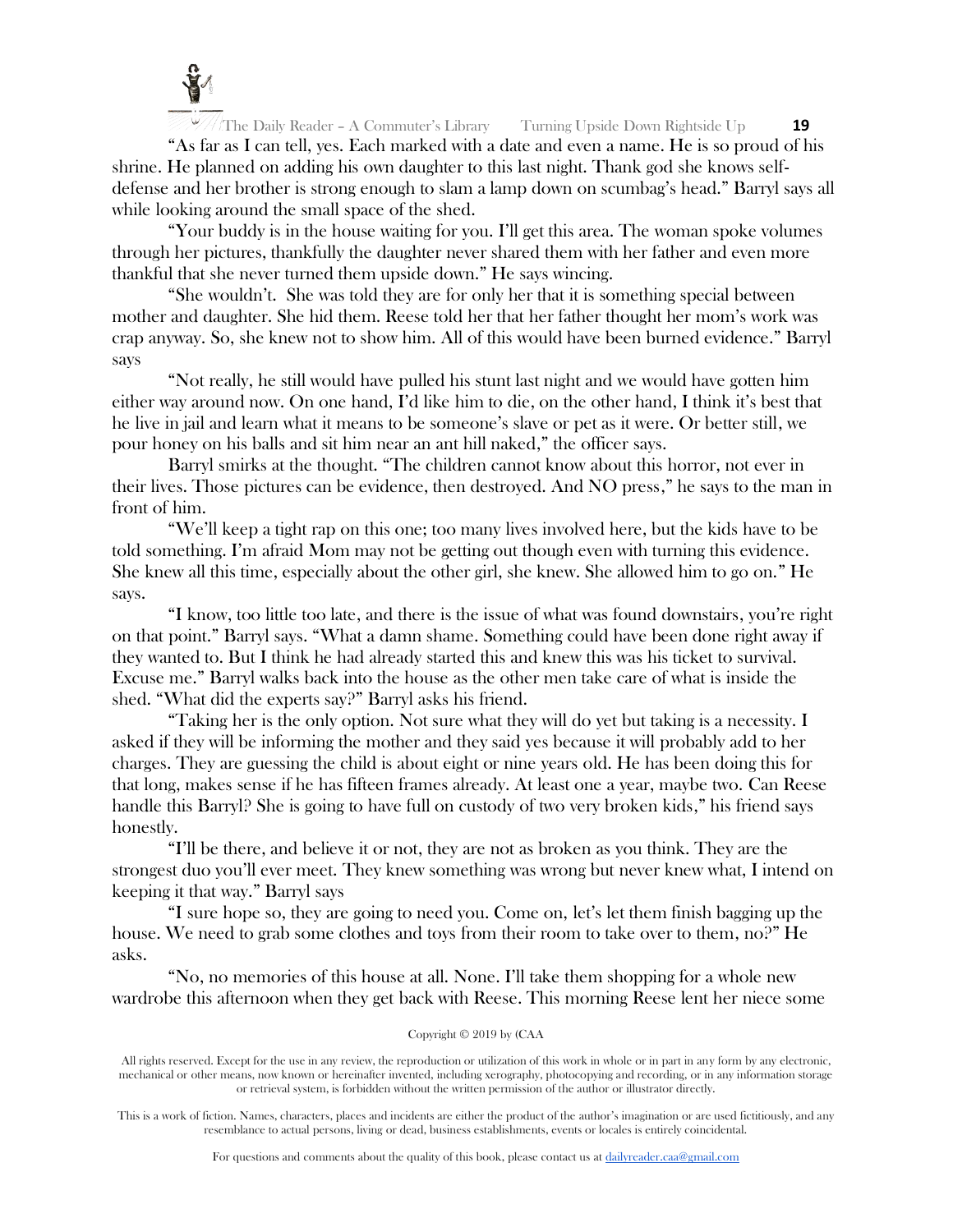"As far as I can tell, yes. Each marked with a date and even a name. He is so proud of his shrine. He planned on adding his own daughter to this last night. Thank god she knows self-defense and her brother is strong enough to slam a lamp down on scumbag's head." Barryl says all while looking around the small space of the shed.

"Your buddy is in the house waiting for you. I'll get this area. The woman spoke volumes through her pictures, thankfully the daughter never shared them with her father and even more thankful that she never turned them upside down." He says wincing.

"She wouldn't. She was told they are for only her that it is something special between mother and daughter. She hid them. Reese told her that her father thought her mom's work was crap anyway. So, she knew not to show him. All of this would have been burned evidence." Barryl says

"Not really, he still would have pulled his stunt last night and we would have gotten him either way around now. On one hand, I'd like him to die, on the other hand, I think it's best that he live in jail and learn what it means to be someone's slave or pet as it were. Or better still, we pour honey on his balls and sit him near an ant hill naked," the officer says.

Barryl smirks at the thought. "The children cannot know about this horror, not ever in their lives. Those pictures can be evidence, then destroyed. And NO press," he says to the man in front of him.

"We'll keep a tight rap on this one; too many lives involved here, but the kids have to be told something. I'm afraid Mom may not be getting out though even with turning this evidence. She knew all this time, especially about the other girl, she knew. She allowed him to go on." He says.

"I know, too little too late, and there is the issue of what was found downstairs, you're right on that point." Barryl says. "What a damn shame. Something could have been done right away if they wanted to. But I think he had already started this and knew this was his ticket to survival. Excuse me." Barryl walks back into the house as the other men take care of what is inside the shed. "What did the experts say?" Barryl asks his friend.

"Taking her is the only option. Not sure what they will do yet but taking is a necessity. I asked if they will be informing the mother and they said yes because it will probably add to her charges. They are guessing the child is about eight or nine years old. He has been doing this for that long, makes sense if he has fifteen frames already. At least one a year, maybe two. Can Reese handle this Barryl? She is going to have full on custody of two very broken kids," his friend says honestly.

"I'll be there, and believe it or not, they are not as broken as you think. They are the strongest duo you'll ever meet. They knew something was wrong but never knew what, I intend on keeping it that way." Barryl says

"I sure hope so, they are going to need you. Come on, let's let them finish bagging up the house. We need to grab some clothes and toys from their room to take over to them, no?" He asks.

"No, no memories of this house at all. None. I'll take them shopping for a whole new wardrobe this afternoon when they get back with Reese. This morning Reese lent her niece some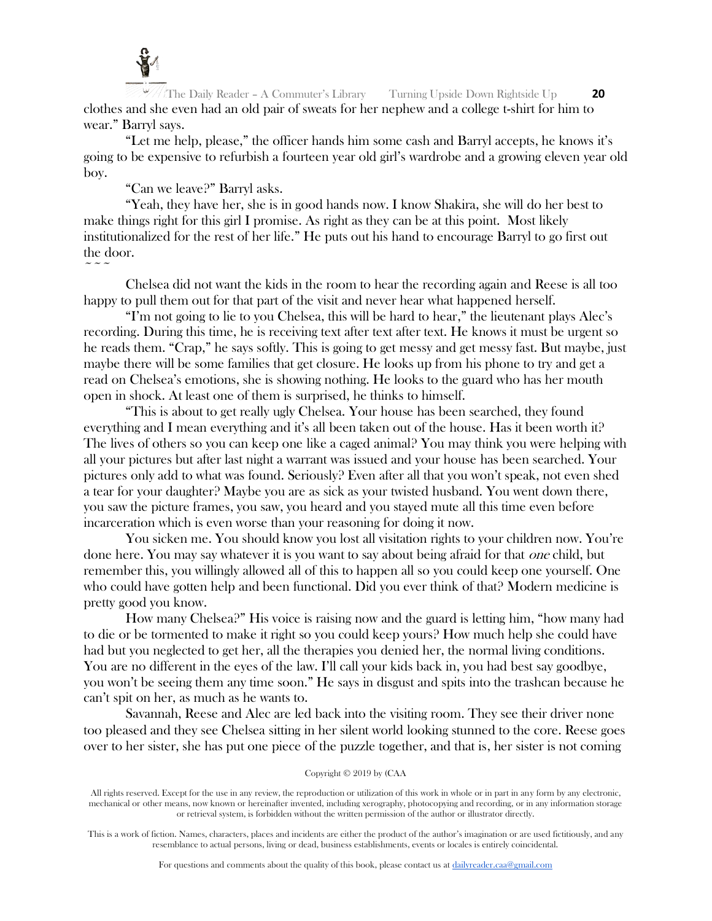clothes and she even had an old pair of sweats for her nephew and a college t-shirt for him to wear." Barryl says.

"Let me help, please," the officer hands him some cash and Barryl accepts, he knows it's going to be expensive to refurbish a fourteen year old girl's wardrobe and a growing eleven year old boy.

"Can we leave?" Barryl asks.

"Yeah, they have her, she is in good hands now. I know Shakira, she will do her best to make things right for this girl I promise. As right as they can be at this point. Most likely institutionalized for the rest of her life." He puts out his hand to encourage Barryl to go first out the door.

~ ~ ~

Chelsea did not want the kids in the room to hear the recording again and Reese is all too happy to pull them out for that part of the visit and never hear what happened herself.

"I'm not going to lie to you Chelsea, this will be hard to hear," the lieutenant plays Alec's recording. During this time, he is receiving text after text after text. He knows it must be urgent so he reads them. "Crap," he says softly. This is going to get messy and get messy fast. But maybe, just maybe there will be some families that get closure. He looks up from his phone to try and get a read on Chelsea's emotions, she is showing nothing. He looks to the guard who has her mouth open in shock. At least one of them is surprised, he thinks to himself.

"This is about to get really ugly Chelsea. Your house has been searched, they found everything and I mean everything and it's all been taken out of the house. Has it been worth it? The lives of others so you can keep one like a caged animal? You may think you were helping with all your pictures but after last night a warrant was issued and your house has been searched. Your pictures only add to what was found. Seriously? Even after all that you won't speak, not even shed a tear for your daughter? Maybe you are as sick as your twisted husband. You went down there, you saw the picture frames, you saw, you heard and you stayed mute all this time even before incarceration which is even worse than your reasoning for doing it now.

You sicken me. You should know you lost all visitation rights to your children now. You're done here. You may say whatever it is you want to say about being afraid for that *one* child, but remember this, you willingly allowed all of this to happen all so you could keep one yourself. One who could have gotten help and been functional. Did you ever think of that? Modern medicine is pretty good you know.

How many Chelsea?" His voice is raising now and the guard is letting him, "how many had to die or be tormented to make it right so you could keep yours? How much help she could have had but you neglected to get her, all the therapies you denied her, the normal living conditions. You are no different in the eyes of the law. I'll call your kids back in, you had best say goodbye, you won't be seeing them any time soon." He says in disgust and spits into the trashcan because he can't spit on her, as much as he wants to.

Savannah, Reese and Alec are led back into the visiting room. They see their driver none too pleased and they see Chelsea sitting in her silent world looking stunned to the core. Reese goes over to her sister, she has put one piece of the puzzle together, and that is, her sister is not coming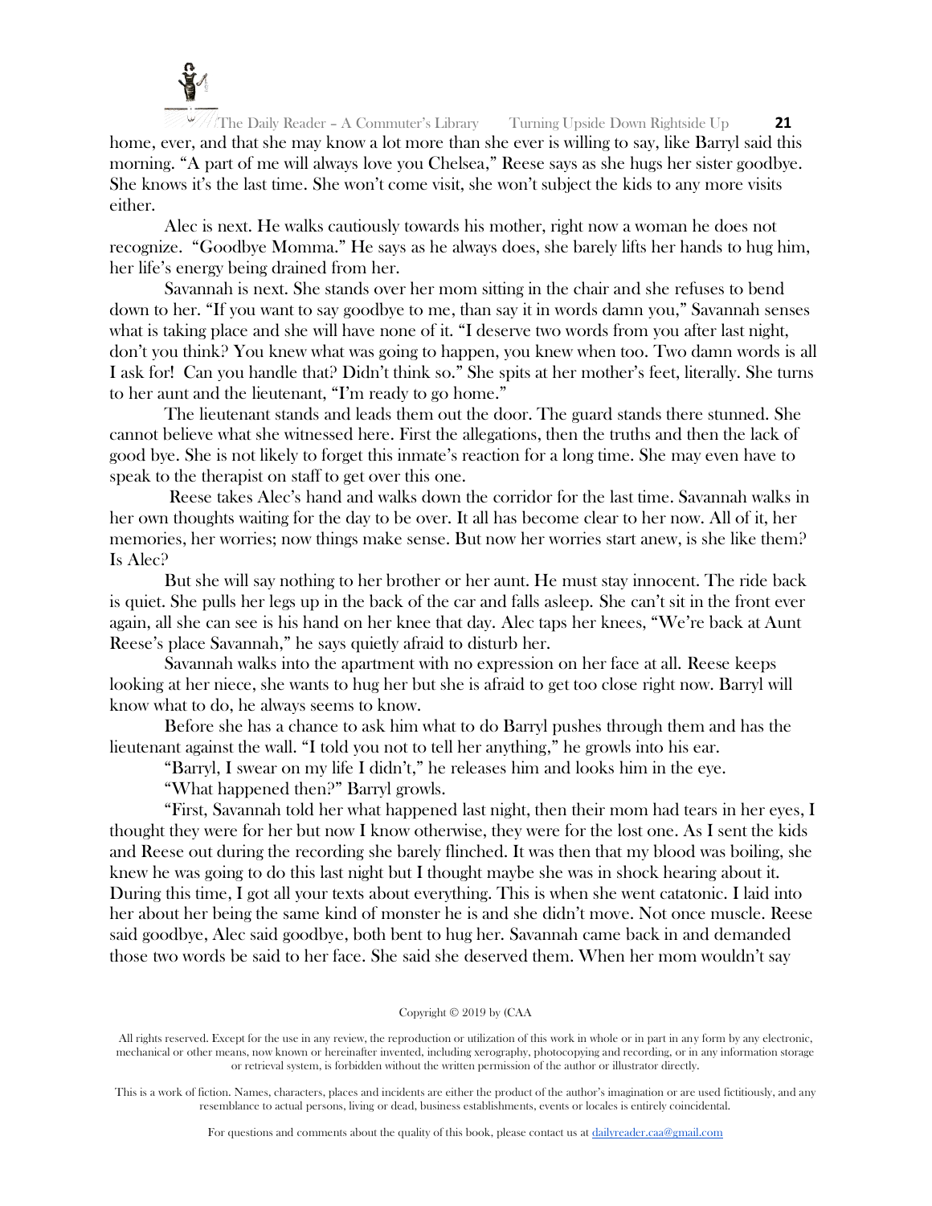home, ever, and that she may know a lot more than she ever is willing to say, like Barryl said this morning. "A part of me will always love you Chelsea," Reese says as she hugs her sister goodbye. She knows it's the last time. She won't come visit, she won't subject the kids to any more visits either.

Alec is next. He walks cautiously towards his mother, right now a woman he does not recognize. "Goodbye Momma." He says as he always does, she barely lifts her hands to hug him, her life's energy being drained from her.

Savannah is next. She stands over her mom sitting in the chair and she refuses to bend down to her. "If you want to say goodbye to me, than say it in words damn you," Savannah senses what is taking place and she will have none of it. "I deserve two words from you after last night, don't you think? You knew what was going to happen, you knew when too. Two damn words is all I ask for! Can you handle that? Didn't think so." She spits at her mother's feet, literally. She turns to her aunt and the lieutenant, "I'm ready to go home."

The lieutenant stands and leads them out the door. The guard stands there stunned. She cannot believe what she witnessed here. First the allegations, then the truths and then the lack of good bye. She is not likely to forget this inmate's reaction for a long time. She may even have to speak to the therapist on staff to get over this one.

Reese takes Alec's hand and walks down the corridor for the last time. Savannah walks in her own thoughts waiting for the day to be over. It all has become clear to her now. All of it, her memories, her worries; now things make sense. But now her worries start anew, is she like them? Is Alec?

But she will say nothing to her brother or her aunt. He must stay innocent. The ride back is quiet. She pulls her legs up in the back of the car and falls asleep. She can't sit in the front ever again, all she can see is his hand on her knee that day. Alec taps her knees, "We're back at Aunt Reese's place Savannah," he says quietly afraid to disturb her.

Savannah walks into the apartment with no expression on her face at all. Reese keeps looking at her niece, she wants to hug her but she is afraid to get too close right now. Barryl will know what to do, he always seems to know.

Before she has a chance to ask him what to do Barryl pushes through them and has the lieutenant against the wall. "I told you not to tell her anything," he growls into his ear.

"Barryl, I swear on my life I didn't," he releases him and looks him in the eye.

"What happened then?" Barryl growls.

"First, Savannah told her what happened last night, then their mom had tears in her eyes, I thought they were for her but now I know otherwise, they were for the lost one. As I sent the kids and Reese out during the recording she barely flinched. It was then that my blood was boiling, she knew he was going to do this last night but I thought maybe she was in shock hearing about it. During this time, I got all your texts about everything. This is when she went catatonic. I laid into her about her being the same kind of monster he is and she didn't move. Not once muscle. Reese said goodbye, Alec said goodbye, both bent to hug her. Savannah came back in and demanded those two words be said to her face. She said she deserved them. When her mom wouldn't say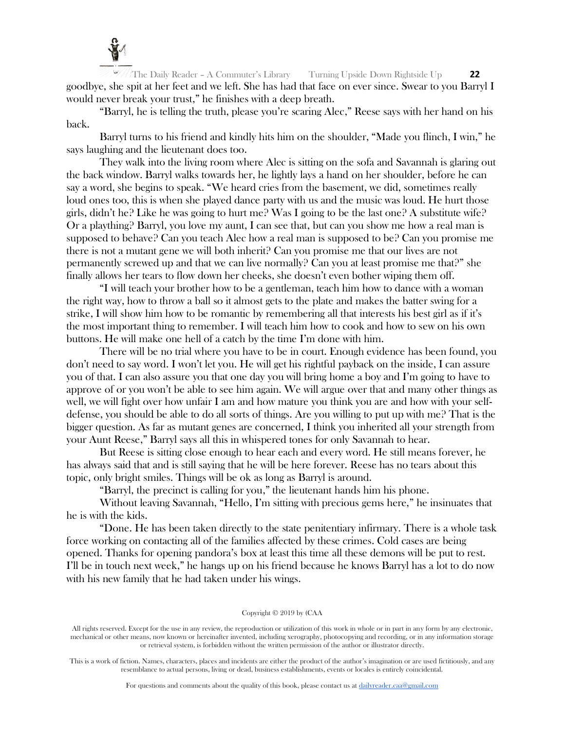goodbye, she spit at her feet and we left. She has had that face on ever since. Swear to you Barryl I would never break your trust," he finishes with a deep breath.

"Barryl, he is telling the truth, please you're scaring Alec," Reese says with her hand on his back.

Barryl turns to his friend and kindly hits him on the shoulder, "Made you flinch, I win," he says laughing and the lieutenant does too.

They walk into the living room where Alec is sitting on the sofa and Savannah is glaring out the back window. Barryl walks towards her, he lightly lays a hand on her shoulder, before he can say a word, she begins to speak. "We heard cries from the basement, we did, sometimes really loud ones too, this is when she played dance party with us and the music was loud. He hurt those girls, didn't he? Like he was going to hurt me? Was I going to be the last one? A substitute wife? Or a plaything? Barryl, you love my aunt, I can see that, but can you show me how a real man is supposed to behave? Can you teach Alec how a real man is supposed to be? Can you promise me there is not a mutant gene we will both inherit? Can you promise me that our lives are not permanently screwed up and that we can live normally? Can you at least promise me that?" she finally allows her tears to flow down her cheeks, she doesn't even bother wiping them off.

"I will teach your brother how to be a gentleman, teach him how to dance with a woman the right way, how to throw a ball so it almost gets to the plate and makes the batter swing for a strike, I will show him how to be romantic by remembering all that interests his best girl as if it's the most important thing to remember. I will teach him how to cook and how to sew on his own buttons. He will make one hell of a catch by the time I'm done with him.

There will be no trial where you have to be in court. Enough evidence has been found, you don't need to say word. I won't let you. He will get his rightful payback on the inside, I can assure you of that. I can also assure you that one day you will bring home a boy and I'm going to have to approve of or you won't be able to see him again. We will argue over that and many other things as well, we will fight over how unfair I am and how mature you think you are and how with your self-defense, you should be able to do all sorts of things. Are you willing to put up with me? That is the bigger question. As far as mutant genes are concerned, I think you inherited all your strength from your Aunt Reese," Barryl says all this in whispered tones for only Savannah to hear.

But Reese is sitting close enough to hear each and every word. He still means forever, he has always said that and is still saying that he will be here forever. Reese has no tears about this topic, only bright smiles. Things will be ok as long as Barryl is around.

"Barryl, the precinct is calling for you," the lieutenant hands him his phone.

Without leaving Savannah, "Hello, I'm sitting with precious gems here," he insinuates that he is with the kids.

"Done. He has been taken directly to the state penitentiary infirmary. There is a whole task force working on contacting all of the families affected by these crimes. Cold cases are being opened. Thanks for opening pandora's box at least this time all these demons will be put to rest. I'll be in touch next week," he hangs up on his friend because he knows Barryl has a lot to do now with his new family that he had taken under his wings.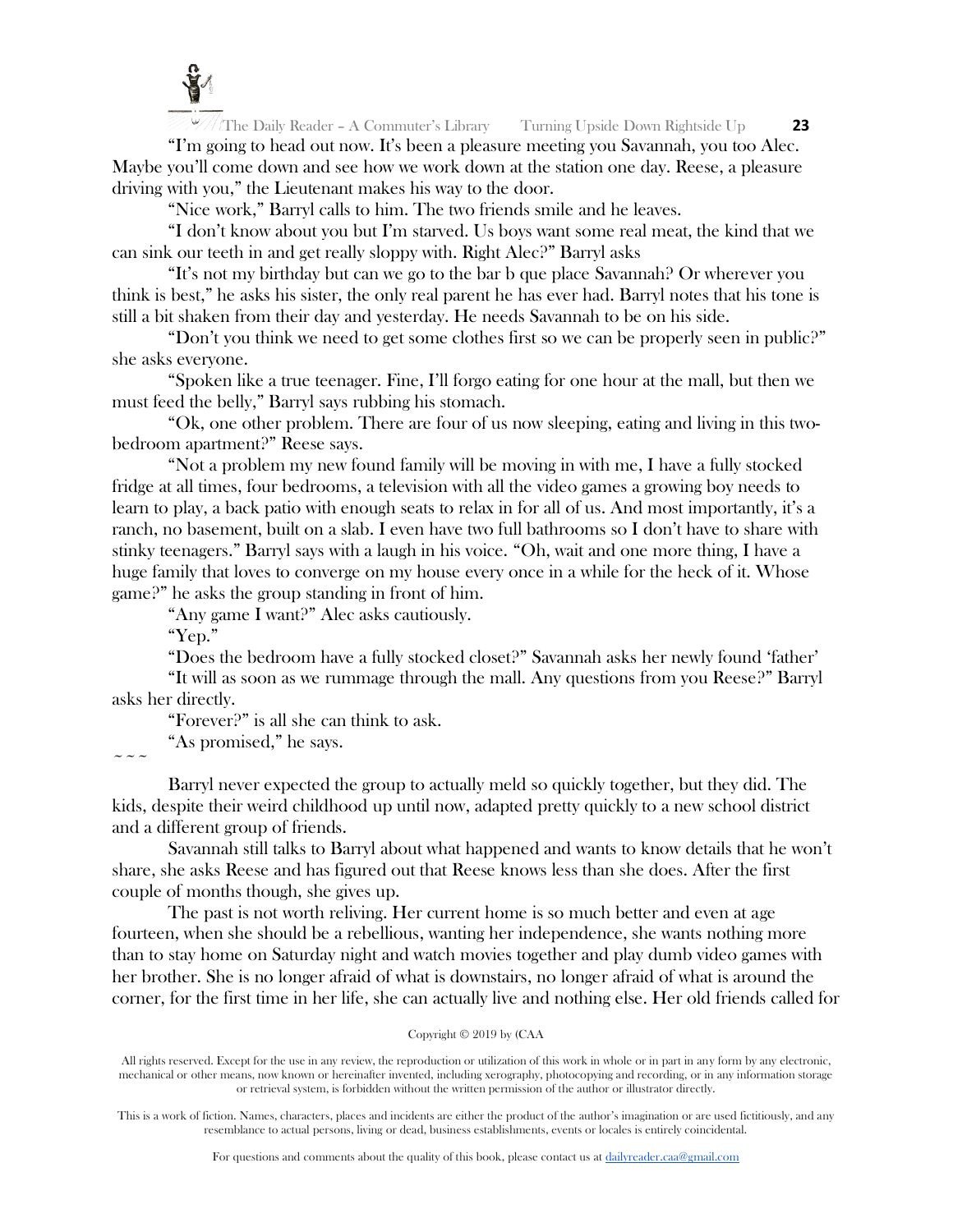"I'm going to head out now. It's been a pleasure meeting you Savannah, you too Alec. Maybe you'll come down and see how we work down at the station one day. Reese, a pleasure driving with you," the Lieutenant makes his way to the door.

"Nice work," Barryl calls to him. The two friends smile and he leaves.

"I don't know about you but I'm starved. Us boys want some real meat, the kind that we can sink our teeth in and get really sloppy with. Right Alec?" Barryl asks

"It's not my birthday but can we go to the bar b que place Savannah? Or wherever you think is best," he asks his sister, the only real parent he has ever had. Barryl notes that his tone is still a bit shaken from their day and yesterday. He needs Savannah to be on his side.

"Don't you think we need to get some clothes first so we can be properly seen in public?" she asks everyone.

"Spoken like a true teenager. Fine, I'll forgo eating for one hour at the mall, but then we must feed the belly," Barryl says rubbing his stomach.

"Ok, one other problem. There are four of us now sleeping, eating and living in this two-bedroom apartment?" Reese says.

"Not a problem my new found family will be moving in with me, I have a fully stocked fridge at all times, four bedrooms, a television with all the video games a growing boy needs to learn to play, a back patio with enough seats to relax in for all of us. And most importantly, it's a ranch, no basement, built on a slab. I even have two full bathrooms so I don't have to share with stinky teenagers." Barryl says with a laugh in his voice. "Oh, wait and one more thing, I have a huge family that loves to converge on my house every once in a while for the heck of it. Whose game?" he asks the group standing in front of him.

"Any game I want?" Alec asks cautiously.

"Yep."

"Does the bedroom have a fully stocked closet?" Savannah asks her newly found 'father'

"It will as soon as we rummage through the mall. Any questions from you Reese?" Barryl asks her directly.

"Forever?" is all she can think to ask.

"As promised," he says.

~ ~ ~

Barryl never expected the group to actually meld so quickly together, but they did. The kids, despite their weird childhood up until now, adapted pretty quickly to a new school district and a different group of friends.

Savannah still talks to Barryl about what happened and wants to know details that he won't share, she asks Reese and has figured out that Reese knows less than she does. After the first couple of months though, she gives up.

The past is not worth reliving. Her current home is so much better and even at age fourteen, when she should be a rebellious, wanting her independence, she wants nothing more than to stay home on Saturday night and watch movies together and play dumb video games with her brother. She is no longer afraid of what is downstairs, no longer afraid of what is around the corner, for the first time in her life, she can actually live and nothing else. Her old friends called for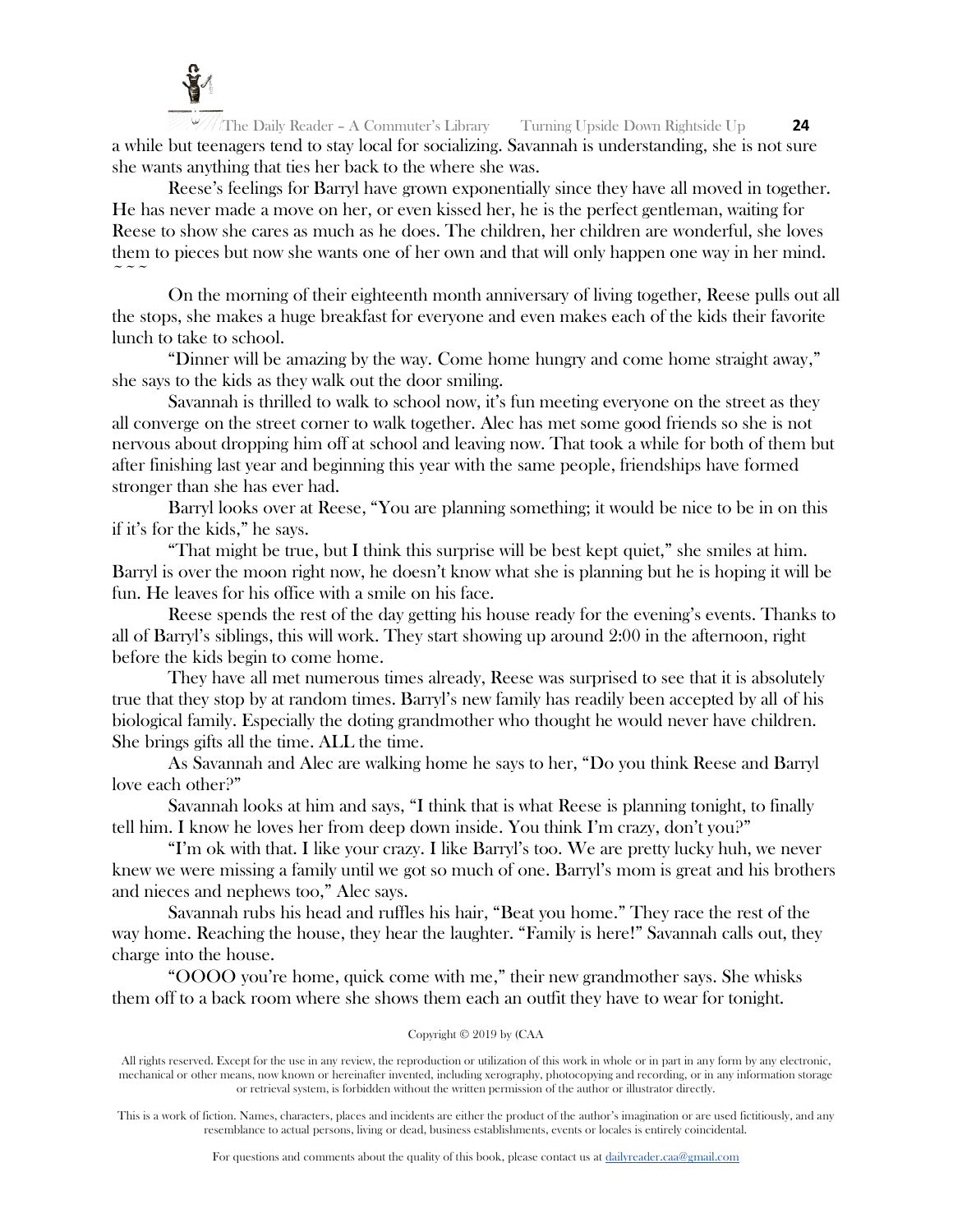a while but teenagers tend to stay local for socializing. Savannah is understanding, she is not sure she wants anything that ties her back to the where she was.

Reese's feelings for Barryl have grown exponentially since they have all moved in together. He has never made a move on her, or even kissed her, he is the perfect gentleman, waiting for Reese to show she cares as much as he does. The children, her children are wonderful, she loves them to pieces but now she wants one of her own and that will only happen one way in her mind.

~ ~ ~

On the morning of their eighteenth month anniversary of living together, Reese pulls out all the stops, she makes a huge breakfast for everyone and even makes each of the kids their favorite lunch to take to school.

"Dinner will be amazing by the way. Come home hungry and come home straight away," she says to the kids as they walk out the door smiling.

Savannah is thrilled to walk to school now, it's fun meeting everyone on the street as they all converge on the street corner to walk together. Alec has met some good friends so she is not nervous about dropping him off at school and leaving now. That took a while for both of them but after finishing last year and beginning this year with the same people, friendships have formed stronger than she has ever had.

Barryl looks over at Reese, "You are planning something; it would be nice to be in on this if it's for the kids," he says.

"That might be true, but I think this surprise will be best kept quiet," she smiles at him. Barryl is over the moon right now, he doesn't know what she is planning but he is hoping it will be fun. He leaves for his office with a smile on his face.

Reese spends the rest of the day getting his house ready for the evening's events. Thanks to all of Barryl's siblings, this will work. They start showing up around 2:00 in the afternoon, right before the kids begin to come home.

They have all met numerous times already, Reese was surprised to see that it is absolutely true that they stop by at random times. Barryl's new family has readily been accepted by all of his biological family. Especially the doting grandmother who thought he would never have children. She brings gifts all the time. ALL the time.

As Savannah and Alec are walking home he says to her, "Do you think Reese and Barryl love each other?"

Savannah looks at him and says, "I think that is what Reese is planning tonight, to finally tell him. I know he loves her from deep down inside. You think I'm crazy, don't you?"

"I'm ok with that. I like your crazy. I like Barryl's too. We are pretty lucky huh, we never knew we were missing a family until we got so much of one. Barryl's mom is great and his brothers and nieces and nephews too," Alec says.

Savannah rubs his head and ruffles his hair, "Beat you home." They race the rest of the way home. Reaching the house, they hear the laughter. "Family is here!" Savannah calls out, they charge into the house.

"OOOO you're home, quick come with me," their new grandmother says. She whisks them off to a back room where she shows them each an outfit they have to wear for tonight.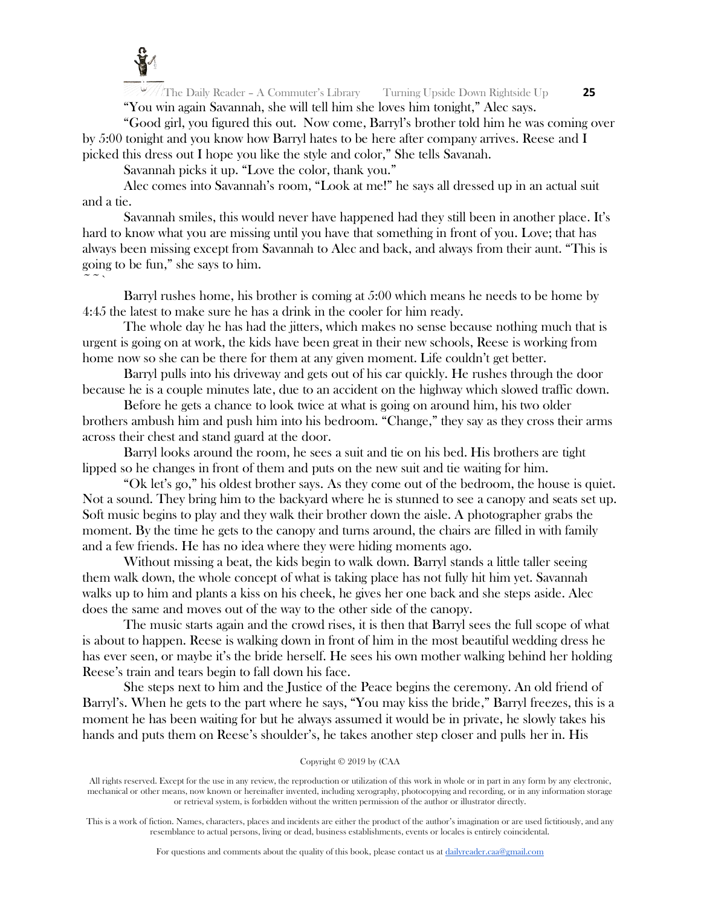"You win again Savannah, she will tell him she loves him tonight," Alec says.

"Good girl, you figured this out. Now come, Barryl's brother told him he was coming over by 5:00 tonight and you know how Barryl hates to be here after company arrives. Reese and I picked this dress out I hope you like the style and color," She tells Savanah.

Savannah picks it up. "Love the color, thank you."

Alec comes into Savannah's room, "Look at me!" he says all dressed up in an actual suit and a tie.

Savannah smiles, this would never have happened had they still been in another place. It's hard to know what you are missing until you have that something in front of you. Love; that has always been missing except from Savannah to Alec and back, and always from their aunt. "This is going to be fun," she says to him.

~ ~ ~

Barryl rushes home, his brother is coming at 5:00 which means he needs to be home by 4:45 the latest to make sure he has a drink in the cooler for him ready.

The whole day he has had the jitters, which makes no sense because nothing much that is urgent is going on at work, the kids have been great in their new schools, Reese is working from home now so she can be there for them at any given moment. Life couldn't get better.

Barryl pulls into his driveway and gets out of his car quickly. He rushes through the door because he is a couple minutes late, due to an accident on the highway which slowed traffic down.

Before he gets a chance to look twice at what is going on around him, his two older brothers ambush him and push him into his bedroom. "Change," they say as they cross their arms across their chest and stand guard at the door.

Barryl looks around the room, he sees a suit and tie on his bed. His brothers are tight lipped so he changes in front of them and puts on the new suit and tie waiting for him.

"Ok let's go," his oldest brother says. As they come out of the bedroom, the house is quiet. Not a sound. They bring him to the backyard where he is stunned to see a canopy and seats set up. Soft music begins to play and they walk their brother down the aisle. A photographer grabs the moment. By the time he gets to the canopy and turns around, the chairs are filled in with family and a few friends. He has no idea where they were hiding moments ago.

Without missing a beat, the kids begin to walk down. Barryl stands a little taller seeing them walk down, the whole concept of what is taking place has not fully hit him yet. Savannah walks up to him and plants a kiss on his cheek, he gives her one back and she steps aside. Alec does the same and moves out of the way to the other side of the canopy.

The music starts again and the crowd rises, it is then that Barryl sees the full scope of what is about to happen. Reese is walking down in front of him in the most beautiful wedding dress he has ever seen, or maybe it's the bride herself. He sees his own mother walking behind her holding Reese's train and tears begin to fall down his face.

She steps next to him and the Justice of the Peace begins the ceremony. An old friend of Barryl's. When he gets to the part where he says, "You may kiss the bride," Barryl freezes, this is a moment he has been waiting for but he always assumed it would be in private, he slowly takes his hands and puts them on Reese's shoulder's, he takes another step closer and pulls her in. His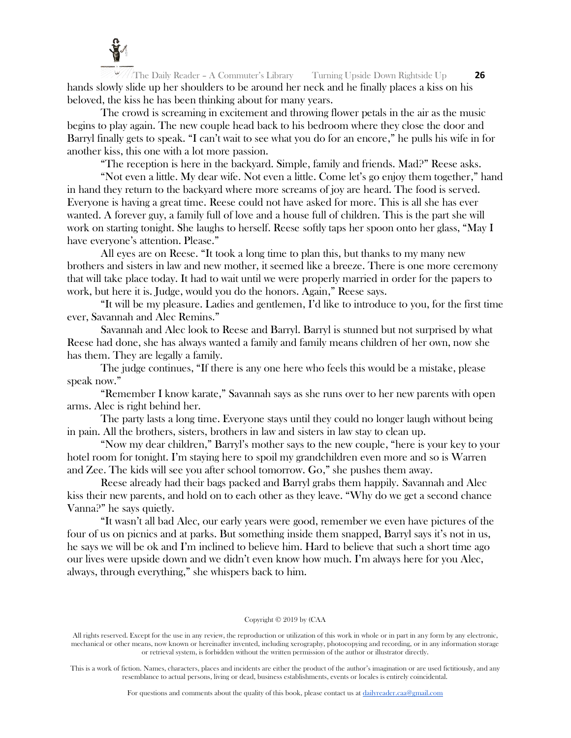hands slowly slide up her shoulders to be around her neck and he finally places a kiss on his beloved, the kiss he has been thinking about for many years.

The crowd is screaming in excitement and throwing flower petals in the air as the music begins to play again. The new couple head back to his bedroom where they close the door and Barryl finally gets to speak. "I can't wait to see what you do for an encore," he pulls his wife in for another kiss, this one with a lot more passion.

"The reception is here in the backyard. Simple, family and friends. Mad?" Reese asks.

"Not even a little. My dear wife. Not even a little. Come let's go enjoy them together," hand in hand they return to the backyard where more screams of joy are heard. The food is served. Everyone is having a great time. Reese could not have asked for more. This is all she has ever wanted. A forever guy, a family full of love and a house full of children. This is the part she will work on starting tonight. She laughs to herself. Reese softly taps her spoon onto her glass, "May I have everyone's attention. Please."

All eyes are on Reese. "It took a long time to plan this, but thanks to my many new brothers and sisters in law and new mother, it seemed like a breeze. There is one more ceremony that will take place today. It had to wait until we were properly married in order for the papers to work, but here it is. Judge, would you do the honors. Again," Reese says.

"It will be my pleasure. Ladies and gentlemen, I'd like to introduce to you, for the first time ever, Savannah and Alec Remins."

Savannah and Alec look to Reese and Barryl. Barryl is stunned but not surprised by what Reese had done, she has always wanted a family and family means children of her own, now she has them. They are legally a family.

The judge continues, "If there is any one here who feels this would be a mistake, please speak now."

"Remember I know karate," Savannah says as she runs over to her new parents with open arms. Alec is right behind her.

The party lasts a long time. Everyone stays until they could no longer laugh without being in pain. All the brothers, sisters, brothers in law and sisters in law stay to clean up.

"Now my dear children," Barryl's mother says to the new couple, "here is your key to your hotel room for tonight. I'm staying here to spoil my grandchildren even more and so is Warren and Zee. The kids will see you after school tomorrow. Go," she pushes them away.

Reese already had their bags packed and Barryl grabs them happily. Savannah and Alec kiss their new parents, and hold on to each other as they leave. "Why do we get a second chance Vanna?" he says quietly.

"It wasn't all bad Alec, our early years were good, remember we even have pictures of the four of us on picnics and at parks. But something inside them snapped, Barryl says it's not in us, he says we will be ok and I'm inclined to believe him. Hard to believe that such a short time ago our lives were upside down and we didn't even know how much. I'm always here for you Alec, always, through everything," she whispers back to him.

Copyright © 2019 by (CAA

All rights reserved. Except for the use in any review, the reproduction or utilization of this work in whole or in part in any form by any electronic, mechanical or other means, now known or hereinafter invented, including xerography, photocopying and recording, or in any information storage or retrieval system, is forbidden without the written permission of the author or illustrator directly.

This is a work of fiction. Names, characters, places and incidents are either the product of the author's imagination or are used fictitiously, and any resemblance to actual persons, living or dead, business establishments, events or locales is entirely coincidental.

For questions and comments about the quality of this book, please contact us at dailyreader.caa@gmail.com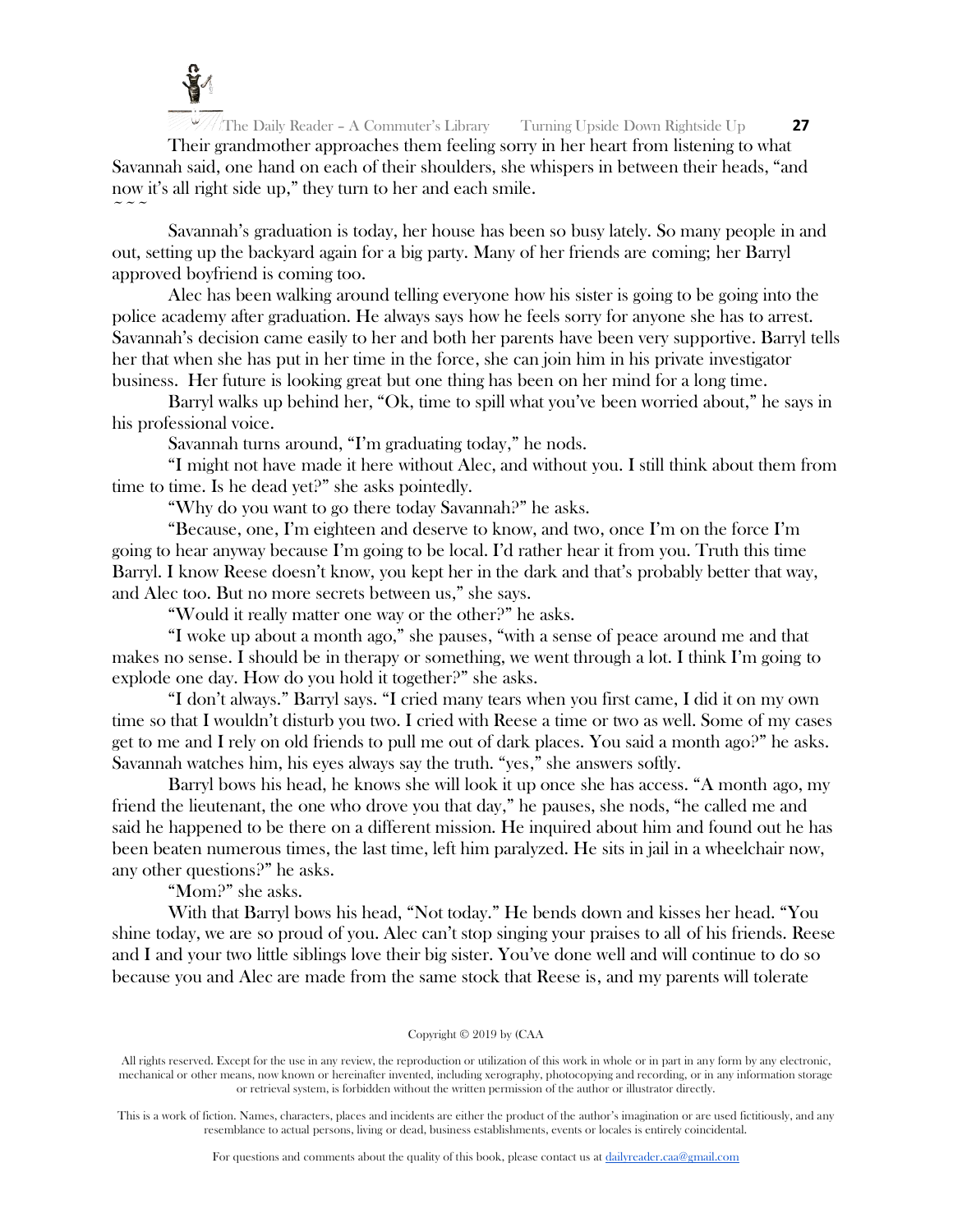Their grandmother approaches them feeling sorry in her heart from listening to what Savannah said, one hand on each of their shoulders, she whispers in between their heads, "and now it's all right side up," they turn to her and each smile.

~ ~ ~

Savannah's graduation is today, her house has been so busy lately. So many people in and out, setting up the backyard again for a big party. Many of her friends are coming; her Barryl approved boyfriend is coming too.

Alec has been walking around telling everyone how his sister is going to be going into the police academy after graduation. He always says how he feels sorry for anyone she has to arrest. Savannah's decision came easily to her and both her parents have been very supportive. Barryl tells her that when she has put in her time in the force, she can join him in his private investigator business. Her future is looking great but one thing has been on her mind for a long time.

Barryl walks up behind her, "Ok, time to spill what you've been worried about," he says in his professional voice.

Savannah turns around, "I'm graduating today," he nods.

"I might not have made it here without Alec, and without you. I still think about them from time to time. Is he dead yet?" she asks pointedly.

"Why do you want to go there today Savannah?" he asks.

"Because, one, I'm eighteen and deserve to know, and two, once I'm on the force I'm going to hear anyway because I'm going to be local. I'd rather hear it from you. Truth this time Barryl. I know Reese doesn't know, you kept her in the dark and that's probably better that way, and Alec too. But no more secrets between us," she says.

"Would it really matter one way or the other?" he asks.

"I woke up about a month ago," she pauses, "with a sense of peace around me and that makes no sense. I should be in therapy or something, we went through a lot. I think I'm going to explode one day. How do you hold it together?" she asks.

"I don't always." Barryl says. "I cried many tears when you first came, I did it on my own time so that I wouldn't disturb you two. I cried with Reese a time or two as well. Some of my cases get to me and I rely on old friends to pull me out of dark places. You said a month ago?" he asks. Savannah watches him, his eyes always say the truth. "yes," she answers softly.

Barryl bows his head, he knows she will look it up once she has access. "A month ago, my friend the lieutenant, the one who drove you that day," he pauses, she nods, "he called me and said he happened to be there on a different mission. He inquired about him and found out he has been beaten numerous times, the last time, left him paralyzed. He sits in jail in a wheelchair now, any other questions?" he asks.

"Mom?" she asks.

With that Barryl bows his head, "Not today." He bends down and kisses her head. "You shine today, we are so proud of you. Alec can't stop singing your praises to all of his friends. Reese and I and your two little siblings love their big sister. You've done well and will continue to do so because you and Alec are made from the same stock that Reese is, and my parents will tolerate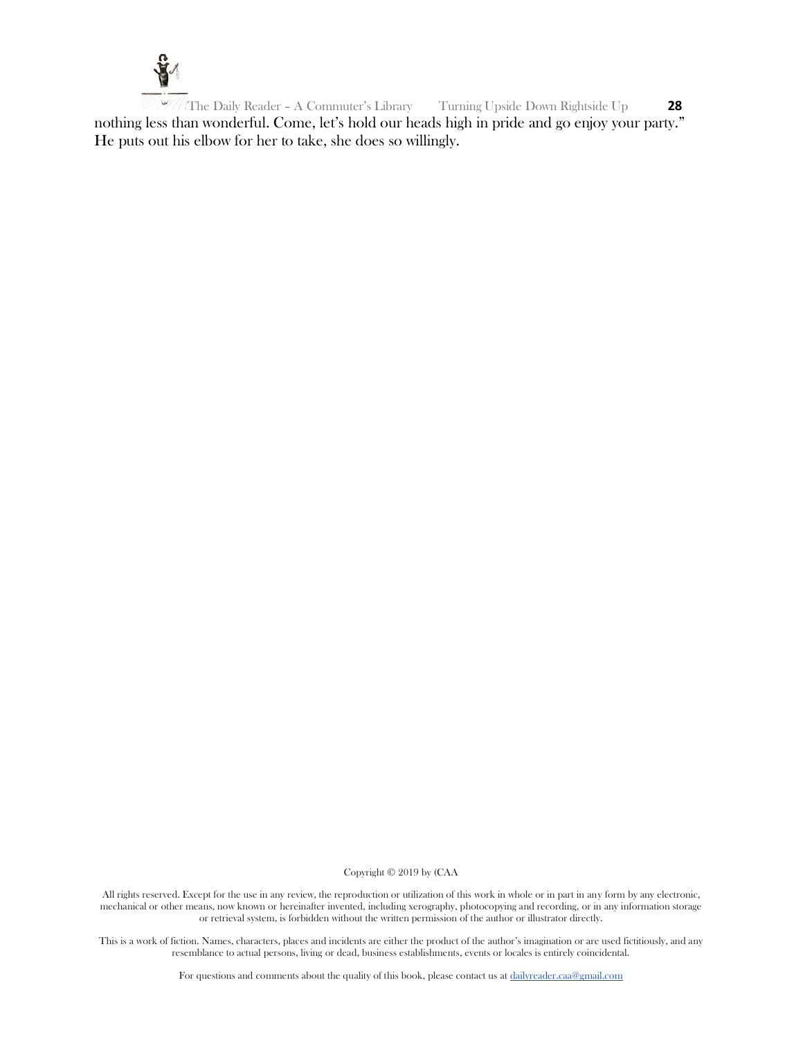nothing less than wonderful. Come, let's hold our heads high in pride and go enjoy your party." He puts out his elbow for her to take, she does so willingly.

Copyright © 2019 by (CAA

All rights reserved. Except for the use in any review, the reproduction or utilization of this work in whole or in part in any form by any electronic, mechanical or other means, now known or hereinafter invented, including xerography, photocopying and recording, or in any information storage or retrieval system, is forbidden without the written permission of the author or illustrator directly.

This is a work of fiction. Names, characters, places and incidents are either the product of the author's imagination or are used fictitiously, and any resemblance to actual persons, living or dead, business establishments, events or locales is entirely coincidental.

For questions and comments about the quality of this book, please contact us at dailyreader.caa@gmail.com